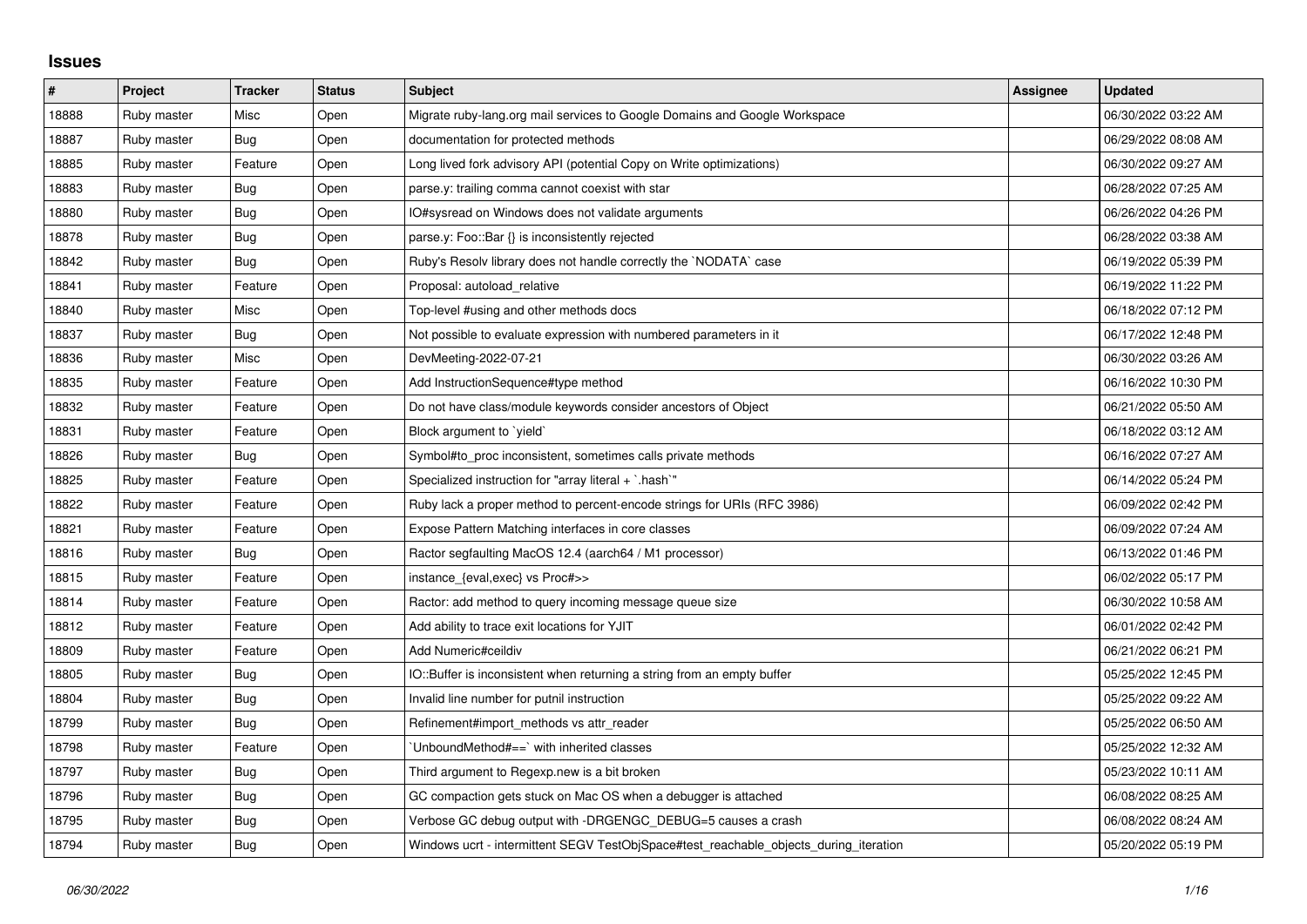## Issues

| # | Project | Tracker | Status | Subject | Assignee | Updated |
|---|---|---|---|---|---|---|
| 18888 | Ruby master | Misc | Open | Migrate ruby-lang.org mail services to Google Domains and Google Workspace | | 06/30/2022 03:22 AM |
| 18887 | Ruby master | Bug | Open | documentation for protected methods | | 06/29/2022 08:08 AM |
| 18885 | Ruby master | Feature | Open | Long lived fork advisory API (potential Copy on Write optimizations) | | 06/30/2022 09:27 AM |
| 18883 | Ruby master | Bug | Open | parse.y: trailing comma cannot coexist with star | | 06/28/2022 07:25 AM |
| 18880 | Ruby master | Bug | Open | IO#sysread on Windows does not validate arguments | | 06/26/2022 04:26 PM |
| 18878 | Ruby master | Bug | Open | parse.y: Foo::Bar {} is inconsistently rejected | | 06/28/2022 03:38 AM |
| 18842 | Ruby master | Bug | Open | Ruby's Resolv library does not handle correctly the `NODATA` case | | 06/19/2022 05:39 PM |
| 18841 | Ruby master | Feature | Open | Proposal: autoload_relative | | 06/19/2022 11:22 PM |
| 18840 | Ruby master | Misc | Open | Top-level #using and other methods docs | | 06/18/2022 07:12 PM |
| 18837 | Ruby master | Bug | Open | Not possible to evaluate expression with numbered parameters in it | | 06/17/2022 12:48 PM |
| 18836 | Ruby master | Misc | Open | DevMeeting-2022-07-21 | | 06/30/2022 03:26 AM |
| 18835 | Ruby master | Feature | Open | Add InstructionSequence#type method | | 06/16/2022 10:30 PM |
| 18832 | Ruby master | Feature | Open | Do not have class/module keywords consider ancestors of Object | | 06/21/2022 05:50 AM |
| 18831 | Ruby master | Feature | Open | Block argument to `yield` | | 06/18/2022 03:12 AM |
| 18826 | Ruby master | Bug | Open | Symbol#to_proc inconsistent, sometimes calls private methods | | 06/16/2022 07:27 AM |
| 18825 | Ruby master | Feature | Open | Specialized instruction for "array literal + `.hash`" | | 06/14/2022 05:24 PM |
| 18822 | Ruby master | Feature | Open | Ruby lack a proper method to percent-encode strings for URIs (RFC 3986) | | 06/09/2022 02:42 PM |
| 18821 | Ruby master | Feature | Open | Expose Pattern Matching interfaces in core classes | | 06/09/2022 07:24 AM |
| 18816 | Ruby master | Bug | Open | Ractor segfaulting MacOS 12.4 (aarch64 / M1 processor) | | 06/13/2022 01:46 PM |
| 18815 | Ruby master | Feature | Open | instance_{eval,exec} vs Proc#>> | | 06/02/2022 05:17 PM |
| 18814 | Ruby master | Feature | Open | Ractor: add method to query incoming message queue size | | 06/30/2022 10:58 AM |
| 18812 | Ruby master | Feature | Open | Add ability to trace exit locations for YJIT | | 06/01/2022 02:42 PM |
| 18809 | Ruby master | Feature | Open | Add Numeric#ceildiv | | 06/21/2022 06:21 PM |
| 18805 | Ruby master | Bug | Open | IO::Buffer is inconsistent when returning a string from an empty buffer | | 05/25/2022 12:45 PM |
| 18804 | Ruby master | Bug | Open | Invalid line number for putnil instruction | | 05/25/2022 09:22 AM |
| 18799 | Ruby master | Bug | Open | Refinement#import_methods vs attr_reader | | 05/25/2022 06:50 AM |
| 18798 | Ruby master | Feature | Open | `UnboundMethod#==` with inherited classes | | 05/25/2022 12:32 AM |
| 18797 | Ruby master | Bug | Open | Third argument to Regexp.new is a bit broken | | 05/23/2022 10:11 AM |
| 18796 | Ruby master | Bug | Open | GC compaction gets stuck on Mac OS when a debugger is attached | | 06/08/2022 08:25 AM |
| 18795 | Ruby master | Bug | Open | Verbose GC debug output with -DRGENGC_DEBUG=5 causes a crash | | 06/08/2022 08:24 AM |
| 18794 | Ruby master | Bug | Open | Windows ucrt - intermittent SEGV TestObjSpace#test_reachable_objects_during_iteration | | 05/20/2022 05:19 PM |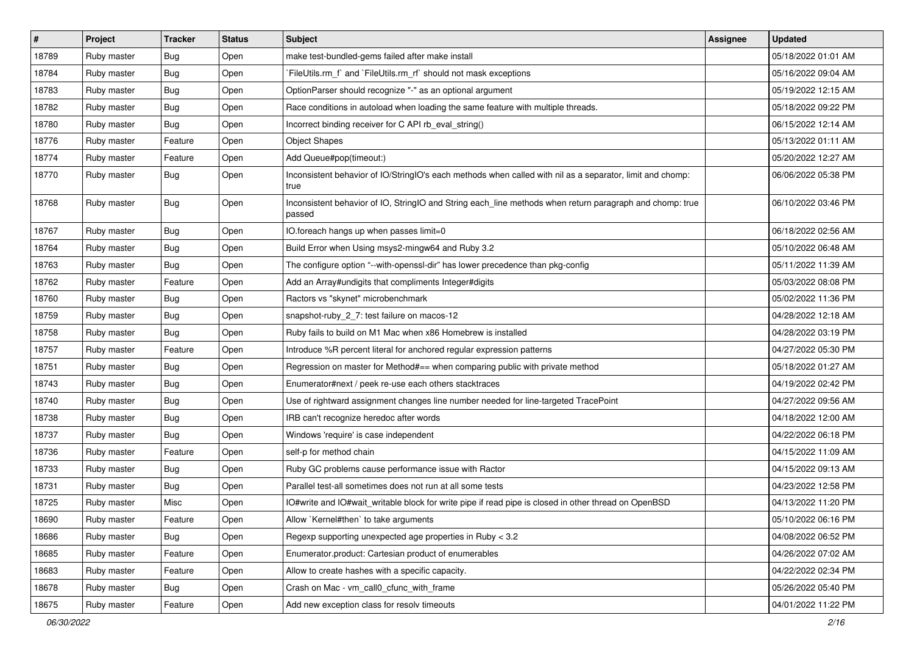| # | Project | Tracker | Status | Subject | Assignee | Updated |
| --- | --- | --- | --- | --- | --- | --- |
| 18789 | Ruby master | Bug | Open | make test-bundled-gems failed after make install | | 05/18/2022 01:01 AM |
| 18784 | Ruby master | Bug | Open | `FileUtils.rm_f` and `FileUtils.rm_rf` should not mask exceptions | | 05/16/2022 09:04 AM |
| 18783 | Ruby master | Bug | Open | OptionParser should recognize "-" as an optional argument | | 05/19/2022 12:15 AM |
| 18782 | Ruby master | Bug | Open | Race conditions in autoload when loading the same feature with multiple threads. | | 05/18/2022 09:22 PM |
| 18780 | Ruby master | Bug | Open | Incorrect binding receiver for C API rb_eval_string() | | 06/15/2022 12:14 AM |
| 18776 | Ruby master | Feature | Open | Object Shapes | | 05/13/2022 01:11 AM |
| 18774 | Ruby master | Feature | Open | Add Queue#pop(timeout:) | | 05/20/2022 12:27 AM |
| 18770 | Ruby master | Bug | Open | Inconsistent behavior of IO/StringIO's each methods when called with nil as a separator, limit and chomp: true | | 06/06/2022 05:38 PM |
| 18768 | Ruby master | Bug | Open | Inconsistent behavior of IO, StringIO and String each_line methods when return paragraph and chomp: true passed | | 06/10/2022 03:46 PM |
| 18767 | Ruby master | Bug | Open | IO.foreach hangs up when passes limit=0 | | 06/18/2022 02:56 AM |
| 18764 | Ruby master | Bug | Open | Build Error when Using msys2-mingw64 and Ruby 3.2 | | 05/10/2022 06:48 AM |
| 18763 | Ruby master | Bug | Open | The configure option "--with-openssl-dir" has lower precedence than pkg-config | | 05/11/2022 11:39 AM |
| 18762 | Ruby master | Feature | Open | Add an Array#undigits that compliments Integer#digits | | 05/03/2022 08:08 PM |
| 18760 | Ruby master | Bug | Open | Ractors vs "skynet" microbenchmark | | 05/02/2022 11:36 PM |
| 18759 | Ruby master | Bug | Open | snapshot-ruby_2_7: test failure on macos-12 | | 04/28/2022 12:18 AM |
| 18758 | Ruby master | Bug | Open | Ruby fails to build on M1 Mac when x86 Homebrew is installed | | 04/28/2022 03:19 PM |
| 18757 | Ruby master | Feature | Open | Introduce %R percent literal for anchored regular expression patterns | | 04/27/2022 05:30 PM |
| 18751 | Ruby master | Bug | Open | Regression on master for Method#== when comparing public with private method | | 05/18/2022 01:27 AM |
| 18743 | Ruby master | Bug | Open | Enumerator#next / peek re-use each others stacktraces | | 04/19/2022 02:42 PM |
| 18740 | Ruby master | Bug | Open | Use of rightward assignment changes line number needed for line-targeted TracePoint | | 04/27/2022 09:56 AM |
| 18738 | Ruby master | Bug | Open | IRB can't recognize heredoc after words | | 04/18/2022 12:00 AM |
| 18737 | Ruby master | Bug | Open | Windows 'require' is case independent | | 04/22/2022 06:18 PM |
| 18736 | Ruby master | Feature | Open | self-p for method chain | | 04/15/2022 11:09 AM |
| 18733 | Ruby master | Bug | Open | Ruby GC problems cause performance issue with Ractor | | 04/15/2022 09:13 AM |
| 18731 | Ruby master | Bug | Open | Parallel test-all sometimes does not run at all some tests | | 04/23/2022 12:58 PM |
| 18725 | Ruby master | Misc | Open | IO#write and IO#wait_writable block for write pipe if read pipe is closed in other thread on OpenBSD | | 04/13/2022 11:20 PM |
| 18690 | Ruby master | Feature | Open | Allow `Kernel#then` to take arguments | | 05/10/2022 06:16 PM |
| 18686 | Ruby master | Bug | Open | Regexp supporting unexpected age properties in Ruby < 3.2 | | 04/08/2022 06:52 PM |
| 18685 | Ruby master | Feature | Open | Enumerator.product: Cartesian product of enumerables | | 04/26/2022 07:02 AM |
| 18683 | Ruby master | Feature | Open | Allow to create hashes with a specific capacity. | | 04/22/2022 02:34 PM |
| 18678 | Ruby master | Bug | Open | Crash on Mac - vm_call0_cfunc_with_frame | | 05/26/2022 05:40 PM |
| 18675 | Ruby master | Feature | Open | Add new exception class for resolv timeouts | | 04/01/2022 11:22 PM |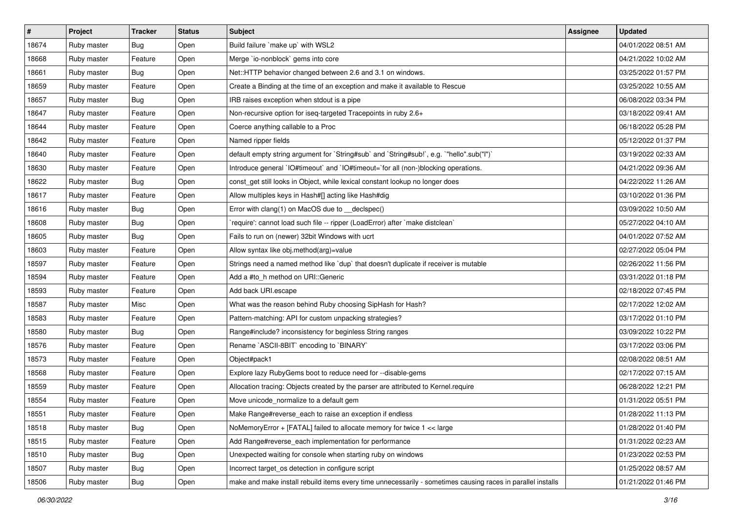| # | Project | Tracker | Status | Subject | Assignee | Updated |
|---|---|---|---|---|---|---|
| 18674 | Ruby master | Bug | Open | Build failure `make up` with WSL2 | | 04/01/2022 08:51 AM |
| 18668 | Ruby master | Feature | Open | Merge `io-nonblock` gems into core | | 04/21/2022 10:02 AM |
| 18661 | Ruby master | Bug | Open | Net::HTTP behavior changed between 2.6 and 3.1 on windows. | | 03/25/2022 01:57 PM |
| 18659 | Ruby master | Feature | Open | Create a Binding at the time of an exception and make it available to Rescue | | 03/25/2022 10:55 AM |
| 18657 | Ruby master | Bug | Open | IRB raises exception when stdout is a pipe | | 06/08/2022 03:34 PM |
| 18647 | Ruby master | Feature | Open | Non-recursive option for iseq-targeted Tracepoints in ruby 2.6+ | | 03/18/2022 09:41 AM |
| 18644 | Ruby master | Feature | Open | Coerce anything callable to a Proc | | 06/18/2022 05:28 PM |
| 18642 | Ruby master | Feature | Open | Named ripper fields | | 05/12/2022 01:37 PM |
| 18640 | Ruby master | Feature | Open | default empty string argument for `String#sub` and `String#sub!`, e.g. `"hello".sub("l")` | | 03/19/2022 02:33 AM |
| 18630 | Ruby master | Feature | Open | Introduce general `IO#timeout` and `IO#timeout=`for all (non-)blocking operations. | | 04/21/2022 09:36 AM |
| 18622 | Ruby master | Bug | Open | const_get still looks in Object, while lexical constant lookup no longer does | | 04/22/2022 11:26 AM |
| 18617 | Ruby master | Feature | Open | Allow multiples keys in Hash#[] acting like Hash#dig | | 03/10/2022 01:36 PM |
| 18616 | Ruby master | Bug | Open | Error with clang(1) on MacOS due to __declspec() | | 03/09/2022 10:50 AM |
| 18608 | Ruby master | Bug | Open | `require': cannot load such file -- ripper (LoadError) after `make distclean` | | 05/27/2022 04:10 AM |
| 18605 | Ruby master | Bug | Open | Fails to run on (newer) 32bit Windows with ucrt | | 04/01/2022 07:52 AM |
| 18603 | Ruby master | Feature | Open | Allow syntax like obj.method(arg)=value | | 02/27/2022 05:04 PM |
| 18597 | Ruby master | Feature | Open | Strings need a named method like `dup` that doesn't duplicate if receiver is mutable | | 02/26/2022 11:56 PM |
| 18594 | Ruby master | Feature | Open | Add a #to_h method on URI::Generic | | 03/31/2022 01:18 PM |
| 18593 | Ruby master | Feature | Open | Add back URI.escape | | 02/18/2022 07:45 PM |
| 18587 | Ruby master | Misc | Open | What was the reason behind Ruby choosing SipHash for Hash? | | 02/17/2022 12:02 AM |
| 18583 | Ruby master | Feature | Open | Pattern-matching: API for custom unpacking strategies? | | 03/17/2022 01:10 PM |
| 18580 | Ruby master | Bug | Open | Range#include? inconsistency for beginless String ranges | | 03/09/2022 10:22 PM |
| 18576 | Ruby master | Feature | Open | Rename `ASCII-8BIT` encoding to `BINARY` | | 03/17/2022 03:06 PM |
| 18573 | Ruby master | Feature | Open | Object#pack1 | | 02/08/2022 08:51 AM |
| 18568 | Ruby master | Feature | Open | Explore lazy RubyGems boot to reduce need for --disable-gems | | 02/17/2022 07:15 AM |
| 18559 | Ruby master | Feature | Open | Allocation tracing: Objects created by the parser are attributed to Kernel.require | | 06/28/2022 12:21 PM |
| 18554 | Ruby master | Feature | Open | Move unicode_normalize to a default gem | | 01/31/2022 05:51 PM |
| 18551 | Ruby master | Feature | Open | Make Range#reverse_each to raise an exception if endless | | 01/28/2022 11:13 PM |
| 18518 | Ruby master | Bug | Open | NoMemoryError + [FATAL] failed to allocate memory for twice 1 << large | | 01/28/2022 01:40 PM |
| 18515 | Ruby master | Feature | Open | Add Range#reverse_each implementation for performance | | 01/31/2022 02:23 AM |
| 18510 | Ruby master | Bug | Open | Unexpected waiting for console when starting ruby on windows | | 01/23/2022 02:53 PM |
| 18507 | Ruby master | Bug | Open | Incorrect target_os detection in configure script | | 01/25/2022 08:57 AM |
| 18506 | Ruby master | Bug | Open | make and make install rebuild items every time unnecessarily - sometimes causing races in parallel installs | | 01/21/2022 01:46 PM |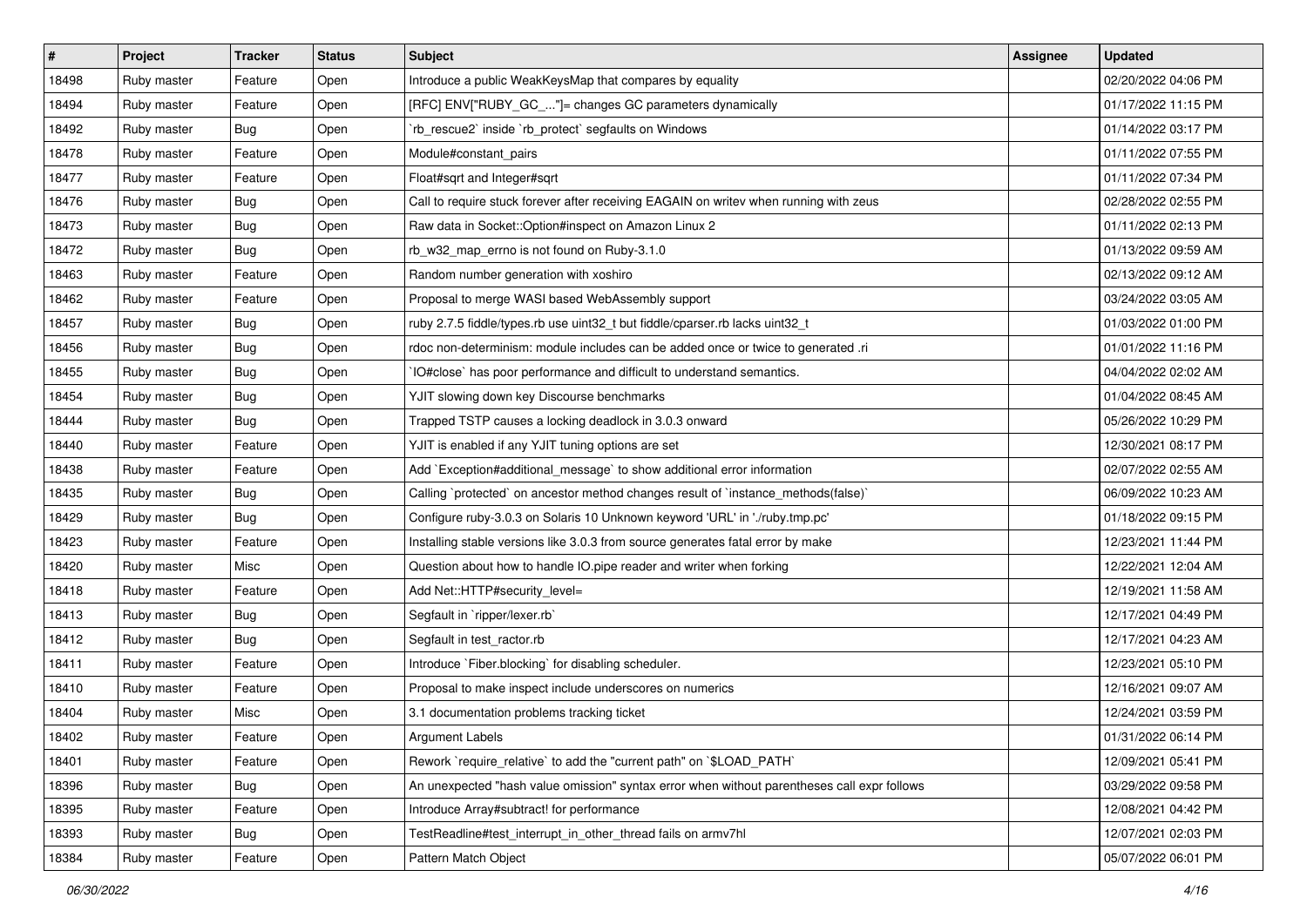| # | Project | Tracker | Status | Subject | Assignee | Updated |
|---|---|---|---|---|---|---|
| 18498 | Ruby master | Feature | Open | Introduce a public WeakKeysMap that compares by equality | | 02/20/2022 04:06 PM |
| 18494 | Ruby master | Feature | Open | [RFC] ENV["RUBY_GC_..."]= changes GC parameters dynamically | | 01/17/2022 11:15 PM |
| 18492 | Ruby master | Bug | Open | `rb_rescue2` inside `rb_protect` segfaults on Windows | | 01/14/2022 03:17 PM |
| 18478 | Ruby master | Feature | Open | Module#constant_pairs | | 01/11/2022 07:55 PM |
| 18477 | Ruby master | Feature | Open | Float#sqrt and Integer#sqrt | | 01/11/2022 07:34 PM |
| 18476 | Ruby master | Bug | Open | Call to require stuck forever after receiving EAGAIN on writev when running with zeus | | 02/28/2022 02:55 PM |
| 18473 | Ruby master | Bug | Open | Raw data in Socket::Option#inspect on Amazon Linux 2 | | 01/11/2022 02:13 PM |
| 18472 | Ruby master | Bug | Open | rb_w32_map_errno is not found on Ruby-3.1.0 | | 01/13/2022 09:59 AM |
| 18463 | Ruby master | Feature | Open | Random number generation with xoshiro | | 02/13/2022 09:12 AM |
| 18462 | Ruby master | Feature | Open | Proposal to merge WASI based WebAssembly support | | 03/24/2022 03:05 AM |
| 18457 | Ruby master | Bug | Open | ruby 2.7.5 fiddle/types.rb use uint32_t but fiddle/cparser.rb lacks uint32_t | | 01/03/2022 01:00 PM |
| 18456 | Ruby master | Bug | Open | rdoc non-determinism: module includes can be added once or twice to generated .ri | | 01/01/2022 11:16 PM |
| 18455 | Ruby master | Bug | Open | `IO#close` has poor performance and difficult to understand semantics. | | 04/04/2022 02:02 AM |
| 18454 | Ruby master | Bug | Open | YJIT slowing down key Discourse benchmarks | | 01/04/2022 08:45 AM |
| 18444 | Ruby master | Bug | Open | Trapped TSTP causes a locking deadlock in 3.0.3 onward | | 05/26/2022 10:29 PM |
| 18440 | Ruby master | Feature | Open | YJIT is enabled if any YJIT tuning options are set | | 12/30/2021 08:17 PM |
| 18438 | Ruby master | Feature | Open | Add `Exception#additional_message` to show additional error information | | 02/07/2022 02:55 AM |
| 18435 | Ruby master | Bug | Open | Calling `protected` on ancestor method changes result of `instance_methods(false)` | | 06/09/2022 10:23 AM |
| 18429 | Ruby master | Bug | Open | Configure ruby-3.0.3 on Solaris 10 Unknown keyword 'URL' in './ruby.tmp.pc' | | 01/18/2022 09:15 PM |
| 18423 | Ruby master | Feature | Open | Installing stable versions like 3.0.3 from source generates fatal error by make | | 12/23/2021 11:44 PM |
| 18420 | Ruby master | Misc | Open | Question about how to handle IO.pipe reader and writer when forking | | 12/22/2021 12:04 AM |
| 18418 | Ruby master | Feature | Open | Add Net::HTTP#security_level= | | 12/19/2021 11:58 AM |
| 18413 | Ruby master | Bug | Open | Segfault in `ripper/lexer.rb` | | 12/17/2021 04:49 PM |
| 18412 | Ruby master | Bug | Open | Segfault in test_ractor.rb | | 12/17/2021 04:23 AM |
| 18411 | Ruby master | Feature | Open | Introduce `Fiber.blocking` for disabling scheduler. | | 12/23/2021 05:10 PM |
| 18410 | Ruby master | Feature | Open | Proposal to make inspect include underscores on numerics | | 12/16/2021 09:07 AM |
| 18404 | Ruby master | Misc | Open | 3.1 documentation problems tracking ticket | | 12/24/2021 03:59 PM |
| 18402 | Ruby master | Feature | Open | Argument Labels | | 01/31/2022 06:14 PM |
| 18401 | Ruby master | Feature | Open | Rework `require_relative` to add the "current path" on `$LOAD_PATH` | | 12/09/2021 05:41 PM |
| 18396 | Ruby master | Bug | Open | An unexpected "hash value omission" syntax error when without parentheses call expr follows | | 03/29/2022 09:58 PM |
| 18395 | Ruby master | Feature | Open | Introduce Array#subtract! for performance | | 12/08/2021 04:42 PM |
| 18393 | Ruby master | Bug | Open | TestReadline#test_interrupt_in_other_thread fails on armv7hl | | 12/07/2021 02:03 PM |
| 18384 | Ruby master | Feature | Open | Pattern Match Object | | 05/07/2022 06:01 PM |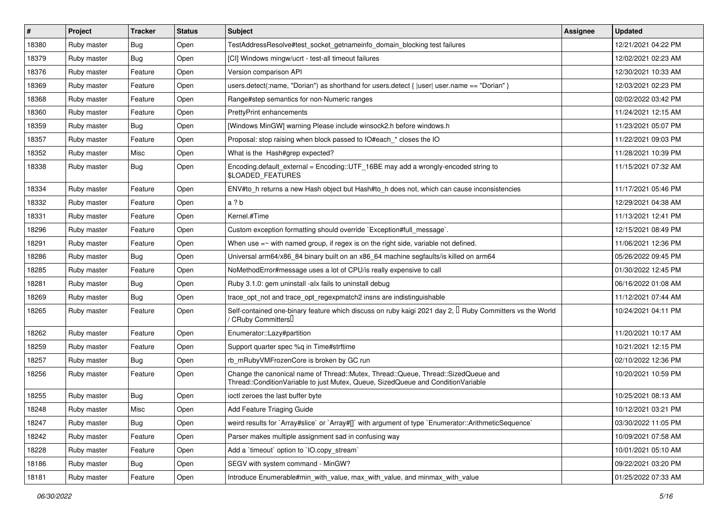| # | Project | Tracker | Status | Subject | Assignee | Updated |
|---|---|---|---|---|---|---|
| 18380 | Ruby master | Bug | Open | TestAddressResolve#test_socket_getnameinfo_domain_blocking test failures | | 12/21/2021 04:22 PM |
| 18379 | Ruby master | Bug | Open | [CI] Windows mingw/ucrt - test-all timeout failures | | 12/02/2021 02:23 AM |
| 18376 | Ruby master | Feature | Open | Version comparison API | | 12/30/2021 10:33 AM |
| 18369 | Ruby master | Feature | Open | users.detect(:name, "Dorian") as shorthand for users.detect { \|user\| user.name == "Dorian" } | | 12/03/2021 02:23 PM |
| 18368 | Ruby master | Feature | Open | Range#step semantics for non-Numeric ranges | | 02/02/2022 03:42 PM |
| 18360 | Ruby master | Feature | Open | PrettyPrint enhancements | | 11/24/2021 12:15 AM |
| 18359 | Ruby master | Bug | Open | [Windows MinGW] warning Please include winsock2.h before windows.h | | 11/23/2021 05:07 PM |
| 18357 | Ruby master | Feature | Open | Proposal: stop raising when block passed to IO#each_* closes the IO | | 11/22/2021 09:03 PM |
| 18352 | Ruby master | Misc | Open | What is the Hash#grep expected? | | 11/28/2021 10:39 PM |
| 18338 | Ruby master | Bug | Open | Encoding.default_external = Encoding::UTF_16BE may add a wrongly-encoded string to $LOADED_FEATURES | | 11/15/2021 07:32 AM |
| 18334 | Ruby master | Feature | Open | ENV#to_h returns a new Hash object but Hash#to_h does not, which can cause inconsistencies | | 11/17/2021 05:46 PM |
| 18332 | Ruby master | Feature | Open | a ? b | | 12/29/2021 04:38 AM |
| 18331 | Ruby master | Feature | Open | Kernel.#Time | | 11/13/2021 12:41 PM |
| 18296 | Ruby master | Feature | Open | Custom exception formatting should override `Exception#full_message`. | | 12/15/2021 08:49 PM |
| 18291 | Ruby master | Feature | Open | When use =~ with named group, if regex is on the right side, variable not defined. | | 11/06/2021 12:36 PM |
| 18286 | Ruby master | Bug | Open | Universal arm64/x86_84 binary built on an x86_64 machine segfaults/is killed on arm64 | | 05/26/2022 09:45 PM |
| 18285 | Ruby master | Feature | Open | NoMethodError#message uses a lot of CPU/is really expensive to call | | 01/30/2022 12:45 PM |
| 18281 | Ruby master | Bug | Open | Ruby 3.1.0: gem uninstall -alx fails to uninstall debug | | 06/16/2022 01:08 AM |
| 18269 | Ruby master | Bug | Open | trace_opt_not and trace_opt_regexpmatch2 insns are indistinguishable | | 11/12/2021 07:44 AM |
| 18265 | Ruby master | Feature | Open | Self-contained one-binary feature which discuss on ruby kaigi 2021 day 2, 「Ruby Committers vs the World / CRuby Committers」 | | 10/24/2021 04:11 PM |
| 18262 | Ruby master | Feature | Open | Enumerator::Lazy#partition | | 11/20/2021 10:17 AM |
| 18259 | Ruby master | Feature | Open | Support quarter spec %q in Time#strftime | | 10/21/2021 12:15 PM |
| 18257 | Ruby master | Bug | Open | rb_mRubyVMFrozenCore is broken by GC run | | 02/10/2022 12:36 PM |
| 18256 | Ruby master | Feature | Open | Change the canonical name of Thread::Mutex, Thread::Queue, Thread::SizedQueue and Thread::ConditionVariable to just Mutex, Queue, SizedQueue and ConditionVariable | | 10/20/2021 10:59 PM |
| 18255 | Ruby master | Bug | Open | ioctl zeroes the last buffer byte | | 10/25/2021 08:13 AM |
| 18248 | Ruby master | Misc | Open | Add Feature Triaging Guide | | 10/12/2021 03:21 PM |
| 18247 | Ruby master | Bug | Open | weird results for `Array#slice` or `Array#[]` with argument of type `Enumerator::ArithmeticSequence` | | 03/30/2022 11:05 PM |
| 18242 | Ruby master | Feature | Open | Parser makes multiple assignment sad in confusing way | | 10/09/2021 07:58 AM |
| 18228 | Ruby master | Feature | Open | Add a `timeout` option to `IO.copy_stream` | | 10/01/2021 05:10 AM |
| 18186 | Ruby master | Bug | Open | SEGV with system command - MinGW? | | 09/22/2021 03:20 PM |
| 18181 | Ruby master | Feature | Open | Introduce Enumerable#min_with_value, max_with_value, and minmax_with_value | | 01/25/2022 07:33 AM |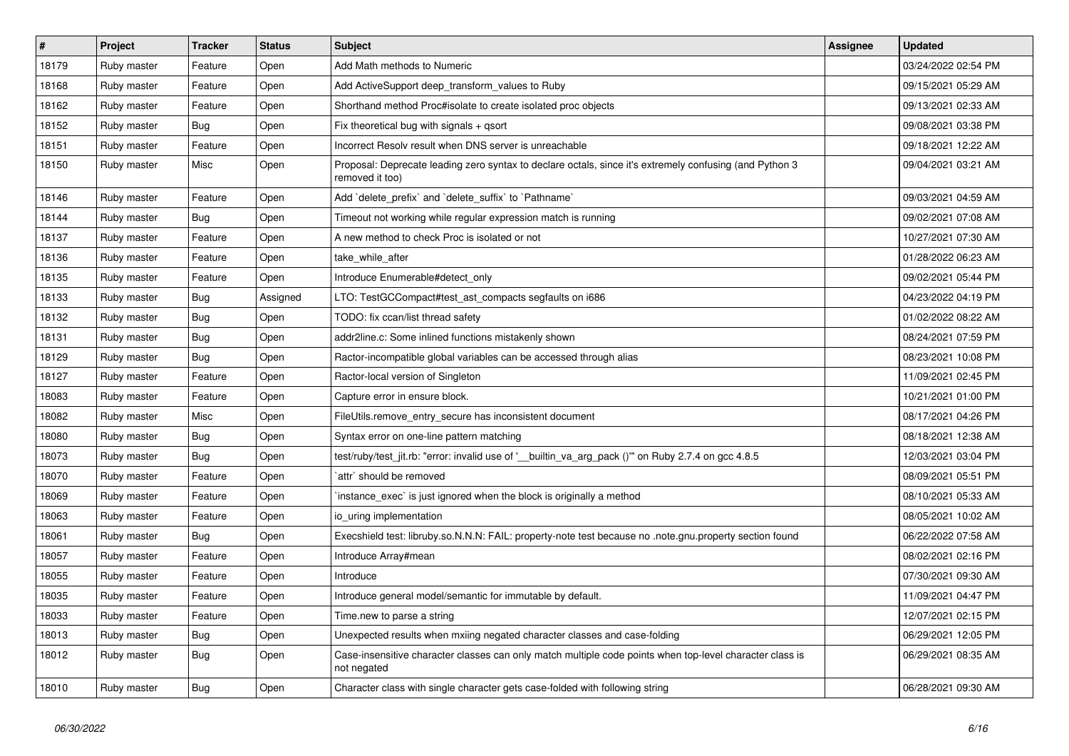| # | Project | Tracker | Status | Subject | Assignee | Updated |
|---|---|---|---|---|---|---|
| 18179 | Ruby master | Feature | Open | Add Math methods to Numeric | | 03/24/2022 02:54 PM |
| 18168 | Ruby master | Feature | Open | Add ActiveSupport deep_transform_values to Ruby | | 09/15/2021 05:29 AM |
| 18162 | Ruby master | Feature | Open | Shorthand method Proc#isolate to create isolated proc objects | | 09/13/2021 02:33 AM |
| 18152 | Ruby master | Bug | Open | Fix theoretical bug with signals + qsort | | 09/08/2021 03:38 PM |
| 18151 | Ruby master | Feature | Open | Incorrect Resolv result when DNS server is unreachable | | 09/18/2021 12:22 AM |
| 18150 | Ruby master | Misc | Open | Proposal: Deprecate leading zero syntax to declare octals, since it's extremely confusing (and Python 3 removed it too) | | 09/04/2021 03:21 AM |
| 18146 | Ruby master | Feature | Open | Add `delete_prefix` and `delete_suffix` to `Pathname` | | 09/03/2021 04:59 AM |
| 18144 | Ruby master | Bug | Open | Timeout not working while regular expression match is running | | 09/02/2021 07:08 AM |
| 18137 | Ruby master | Feature | Open | A new method to check Proc is isolated or not | | 10/27/2021 07:30 AM |
| 18136 | Ruby master | Feature | Open | take_while_after | | 01/28/2022 06:23 AM |
| 18135 | Ruby master | Feature | Open | Introduce Enumerable#detect_only | | 09/02/2021 05:44 PM |
| 18133 | Ruby master | Bug | Assigned | LTO: TestGCCompact#test_ast_compacts segfaults on i686 | | 04/23/2022 04:19 PM |
| 18132 | Ruby master | Bug | Open | TODO: fix ccan/list thread safety | | 01/02/2022 08:22 AM |
| 18131 | Ruby master | Bug | Open | addr2line.c: Some inlined functions mistakenly shown | | 08/24/2021 07:59 PM |
| 18129 | Ruby master | Bug | Open | Ractor-incompatible global variables can be accessed through alias | | 08/23/2021 10:08 PM |
| 18127 | Ruby master | Feature | Open | Ractor-local version of Singleton | | 11/09/2021 02:45 PM |
| 18083 | Ruby master | Feature | Open | Capture error in ensure block. | | 10/21/2021 01:00 PM |
| 18082 | Ruby master | Misc | Open | FileUtils.remove_entry_secure has inconsistent document | | 08/17/2021 04:26 PM |
| 18080 | Ruby master | Bug | Open | Syntax error on one-line pattern matching | | 08/18/2021 12:38 AM |
| 18073 | Ruby master | Bug | Open | test/ruby/test_jit.rb: "error: invalid use of '__builtin_va_arg_pack ()'" on Ruby 2.7.4 on gcc 4.8.5 | | 12/03/2021 03:04 PM |
| 18070 | Ruby master | Feature | Open | `attr` should be removed | | 08/09/2021 05:51 PM |
| 18069 | Ruby master | Feature | Open | `instance_exec` is just ignored when the block is originally a method | | 08/10/2021 05:33 AM |
| 18063 | Ruby master | Feature | Open | io_uring implementation | | 08/05/2021 10:02 AM |
| 18061 | Ruby master | Bug | Open | Execshield test: libruby.so.N.N.N: FAIL: property-note test because no .note.gnu.property section found | | 06/22/2022 07:58 AM |
| 18057 | Ruby master | Feature | Open | Introduce Array#mean | | 08/02/2021 02:16 PM |
| 18055 | Ruby master | Feature | Open | Introduce | | 07/30/2021 09:30 AM |
| 18035 | Ruby master | Feature | Open | Introduce general model/semantic for immutable by default. | | 11/09/2021 04:47 PM |
| 18033 | Ruby master | Feature | Open | Time.new to parse a string | | 12/07/2021 02:15 PM |
| 18013 | Ruby master | Bug | Open | Unexpected results when mxiing negated character classes and case-folding | | 06/29/2021 12:05 PM |
| 18012 | Ruby master | Bug | Open | Case-insensitive character classes can only match multiple code points when top-level character class is not negated | | 06/29/2021 08:35 AM |
| 18010 | Ruby master | Bug | Open | Character class with single character gets case-folded with following string | | 06/28/2021 09:30 AM |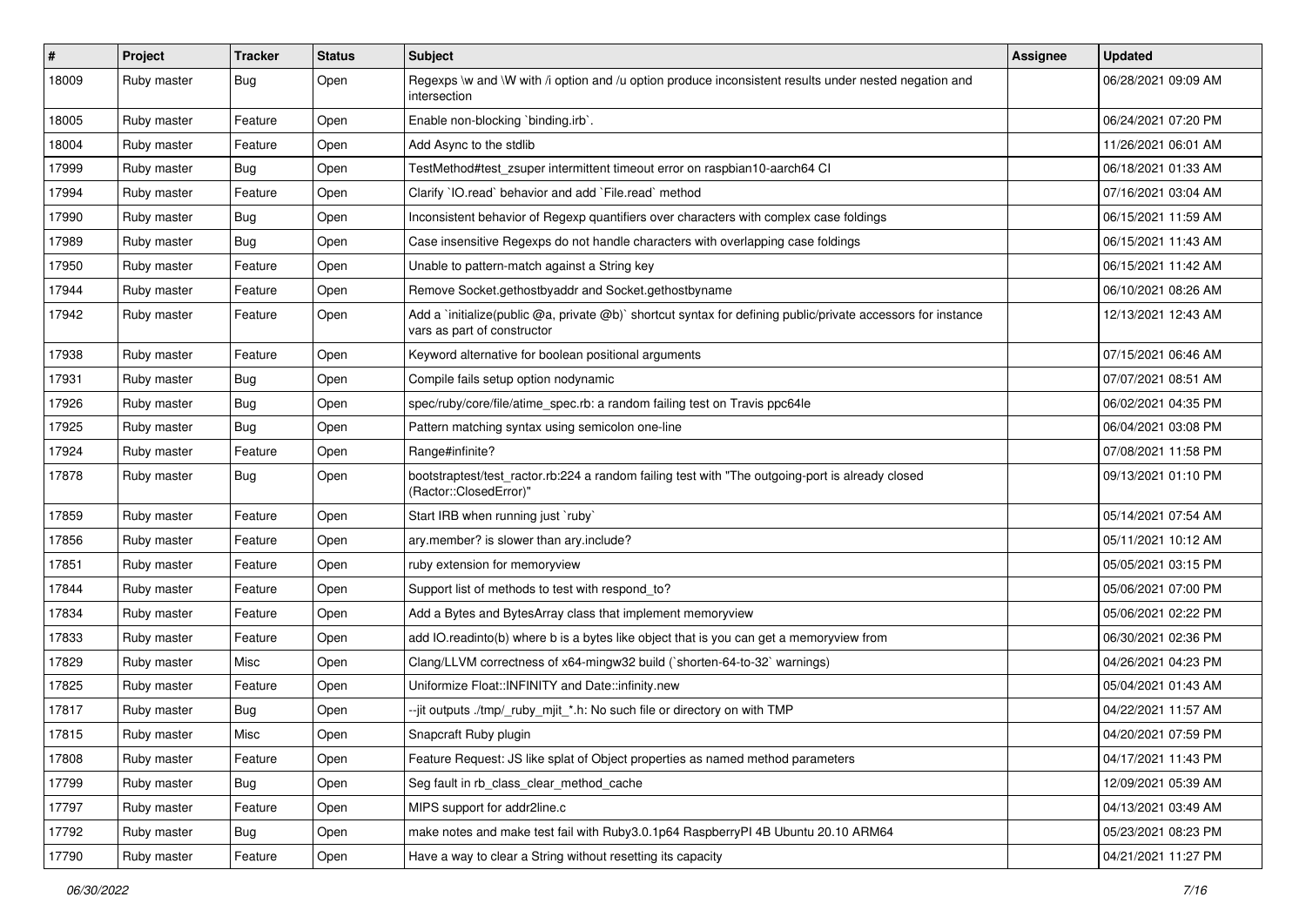| # | Project | Tracker | Status | Subject | Assignee | Updated |
|---|---|---|---|---|---|---|
| 18009 | Ruby master | Bug | Open | Regexps \w and \W with /i option and /u option produce inconsistent results under nested negation and intersection | | 06/28/2021 09:09 AM |
| 18005 | Ruby master | Feature | Open | Enable non-blocking `binding.irb`. | | 06/24/2021 07:20 PM |
| 18004 | Ruby master | Feature | Open | Add Async to the stdlib | | 11/26/2021 06:01 AM |
| 17999 | Ruby master | Bug | Open | TestMethod#test_zsuper intermittent timeout error on raspbian10-aarch64 CI | | 06/18/2021 01:33 AM |
| 17994 | Ruby master | Feature | Open | Clarify `IO.read` behavior and add `File.read` method | | 07/16/2021 03:04 AM |
| 17990 | Ruby master | Bug | Open | Inconsistent behavior of Regexp quantifiers over characters with complex case foldings | | 06/15/2021 11:59 AM |
| 17989 | Ruby master | Bug | Open | Case insensitive Regexps do not handle characters with overlapping case foldings | | 06/15/2021 11:43 AM |
| 17950 | Ruby master | Feature | Open | Unable to pattern-match against a String key | | 06/15/2021 11:42 AM |
| 17944 | Ruby master | Feature | Open | Remove Socket.gethostbyaddr and Socket.gethostbyname | | 06/10/2021 08:26 AM |
| 17942 | Ruby master | Feature | Open | Add a `initialize(public @a, private @b)` shortcut syntax for defining public/private accessors for instance vars as part of constructor | | 12/13/2021 12:43 AM |
| 17938 | Ruby master | Feature | Open | Keyword alternative for boolean positional arguments | | 07/15/2021 06:46 AM |
| 17931 | Ruby master | Bug | Open | Compile fails setup option nodynamic | | 07/07/2021 08:51 AM |
| 17926 | Ruby master | Bug | Open | spec/ruby/core/file/atime_spec.rb: a random failing test on Travis ppc64le | | 06/02/2021 04:35 PM |
| 17925 | Ruby master | Bug | Open | Pattern matching syntax using semicolon one-line | | 06/04/2021 03:08 PM |
| 17924 | Ruby master | Feature | Open | Range#infinite? | | 07/08/2021 11:58 PM |
| 17878 | Ruby master | Bug | Open | bootstraptest/test_ractor.rb:224 a random failing test with "The outgoing-port is already closed (Ractor::ClosedError)" | | 09/13/2021 01:10 PM |
| 17859 | Ruby master | Feature | Open | Start IRB when running just `ruby` | | 05/14/2021 07:54 AM |
| 17856 | Ruby master | Feature | Open | ary.member? is slower than ary.include? | | 05/11/2021 10:12 AM |
| 17851 | Ruby master | Feature | Open | ruby extension for memoryview | | 05/05/2021 03:15 PM |
| 17844 | Ruby master | Feature | Open | Support list of methods to test with respond_to? | | 05/06/2021 07:00 PM |
| 17834 | Ruby master | Feature | Open | Add a Bytes and BytesArray class that implement memoryview | | 05/06/2021 02:22 PM |
| 17833 | Ruby master | Feature | Open | add IO.readinto(b) where b is a bytes like object that is you can get a memoryview from | | 06/30/2021 02:36 PM |
| 17829 | Ruby master | Misc | Open | Clang/LLVM correctness of x64-mingw32 build (`shorten-64-to-32` warnings) | | 04/26/2021 04:23 PM |
| 17825 | Ruby master | Feature | Open | Uniformize Float::INFINITY and Date::infinity.new | | 05/04/2021 01:43 AM |
| 17817 | Ruby master | Bug | Open | --jit outputs ./tmp/_ruby_mjit_*.h: No such file or directory on with TMP | | 04/22/2021 11:57 AM |
| 17815 | Ruby master | Misc | Open | Snapcraft Ruby plugin | | 04/20/2021 07:59 PM |
| 17808 | Ruby master | Feature | Open | Feature Request: JS like splat of Object properties as named method parameters | | 04/17/2021 11:43 PM |
| 17799 | Ruby master | Bug | Open | Seg fault in rb_class_clear_method_cache | | 12/09/2021 05:39 AM |
| 17797 | Ruby master | Feature | Open | MIPS support for addr2line.c | | 04/13/2021 03:49 AM |
| 17792 | Ruby master | Bug | Open | make notes and make test fail with Ruby3.0.1p64 RaspberryPI 4B Ubuntu 20.10 ARM64 | | 05/23/2021 08:23 PM |
| 17790 | Ruby master | Feature | Open | Have a way to clear a String without resetting its capacity | | 04/21/2021 11:27 PM |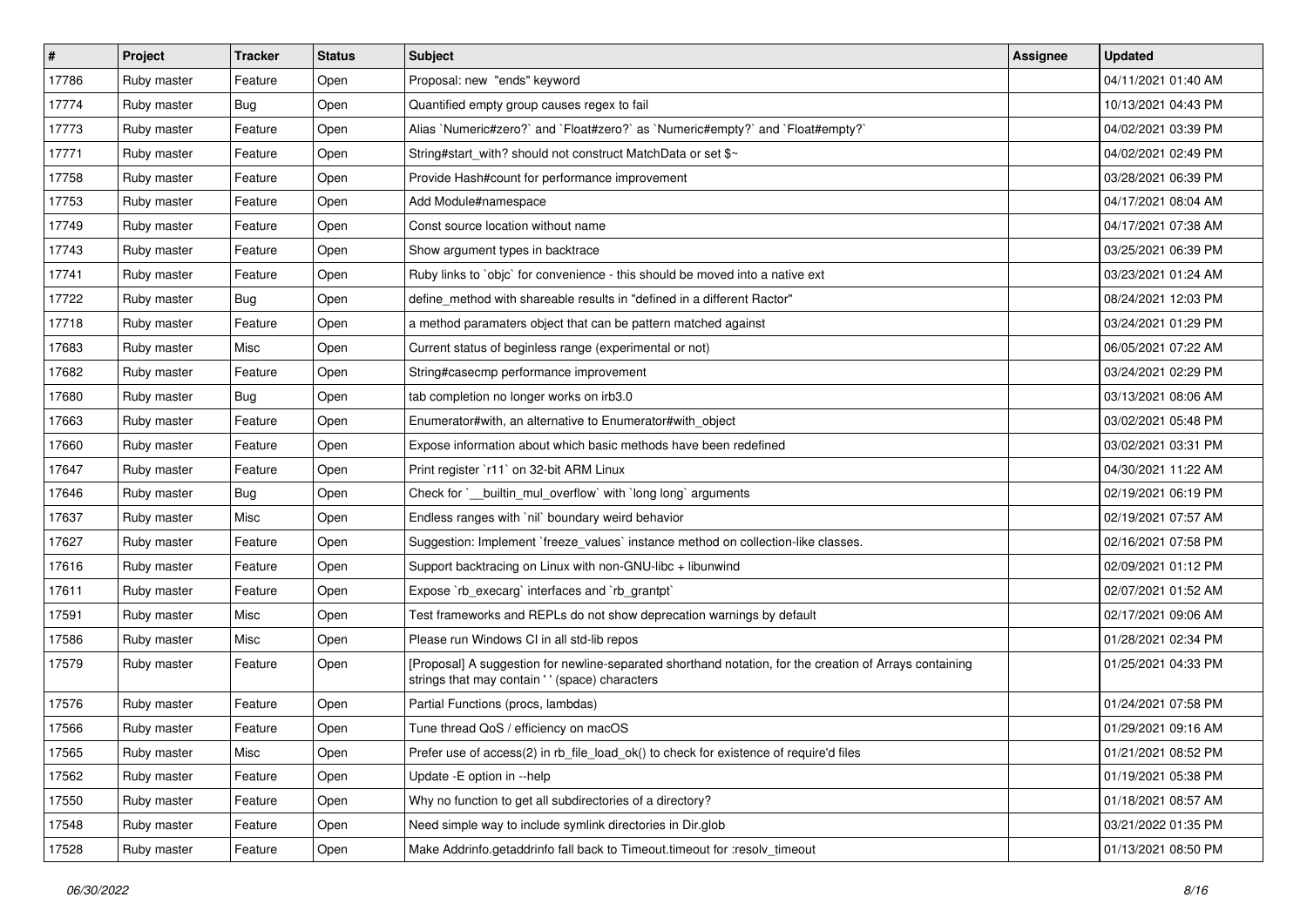| # | Project | Tracker | Status | Subject | Assignee | Updated |
|---|---|---|---|---|---|---|
| 17786 | Ruby master | Feature | Open | Proposal: new "ends" keyword | | 04/11/2021 01:40 AM |
| 17774 | Ruby master | Bug | Open | Quantified empty group causes regex to fail | | 10/13/2021 04:43 PM |
| 17773 | Ruby master | Feature | Open | Alias `Numeric#zero?` and `Float#zero?` as `Numeric#empty?` and `Float#empty?` | | 04/02/2021 03:39 PM |
| 17771 | Ruby master | Feature | Open | String#start_with? should not construct MatchData or set $~ | | 04/02/2021 02:49 PM |
| 17758 | Ruby master | Feature | Open | Provide Hash#count for performance improvement | | 03/28/2021 06:39 PM |
| 17753 | Ruby master | Feature | Open | Add Module#namespace | | 04/17/2021 08:04 AM |
| 17749 | Ruby master | Feature | Open | Const source location without name | | 04/17/2021 07:38 AM |
| 17743 | Ruby master | Feature | Open | Show argument types in backtrace | | 03/25/2021 06:39 PM |
| 17741 | Ruby master | Feature | Open | Ruby links to `objc` for convenience - this should be moved into a native ext | | 03/23/2021 01:24 AM |
| 17722 | Ruby master | Bug | Open | define_method with shareable results in "defined in a different Ractor" | | 08/24/2021 12:03 PM |
| 17718 | Ruby master | Feature | Open | a method paramaters object that can be pattern matched against | | 03/24/2021 01:29 PM |
| 17683 | Ruby master | Misc | Open | Current status of beginless range (experimental or not) | | 06/05/2021 07:22 AM |
| 17682 | Ruby master | Feature | Open | String#casecmp performance improvement | | 03/24/2021 02:29 PM |
| 17680 | Ruby master | Bug | Open | tab completion no longer works on irb3.0 | | 03/13/2021 08:06 AM |
| 17663 | Ruby master | Feature | Open | Enumerator#with, an alternative to Enumerator#with_object | | 03/02/2021 05:48 PM |
| 17660 | Ruby master | Feature | Open | Expose information about which basic methods have been redefined | | 03/02/2021 03:31 PM |
| 17647 | Ruby master | Feature | Open | Print register `r11` on 32-bit ARM Linux | | 04/30/2021 11:22 AM |
| 17646 | Ruby master | Bug | Open | Check for `__builtin_mul_overflow` with `long long` arguments | | 02/19/2021 06:19 PM |
| 17637 | Ruby master | Misc | Open | Endless ranges with `nil` boundary weird behavior | | 02/19/2021 07:57 AM |
| 17627 | Ruby master | Feature | Open | Suggestion: Implement `freeze_values` instance method on collection-like classes. | | 02/16/2021 07:58 PM |
| 17616 | Ruby master | Feature | Open | Support backtracing on Linux with non-GNU-libc + libunwind | | 02/09/2021 01:12 PM |
| 17611 | Ruby master | Feature | Open | Expose `rb_execarg` interfaces and `rb_grantpt` | | 02/07/2021 01:52 AM |
| 17591 | Ruby master | Misc | Open | Test frameworks and REPLs do not show deprecation warnings by default | | 02/17/2021 09:06 AM |
| 17586 | Ruby master | Misc | Open | Please run Windows CI in all std-lib repos | | 01/28/2021 02:34 PM |
| 17579 | Ruby master | Feature | Open | [Proposal] A suggestion for newline-separated shorthand notation, for the creation of Arrays containing strings that may contain ' ' (space) characters | | 01/25/2021 04:33 PM |
| 17576 | Ruby master | Feature | Open | Partial Functions (procs, lambdas) | | 01/24/2021 07:58 PM |
| 17566 | Ruby master | Feature | Open | Tune thread QoS / efficiency on macOS | | 01/29/2021 09:16 AM |
| 17565 | Ruby master | Misc | Open | Prefer use of access(2) in rb_file_load_ok() to check for existence of require'd files | | 01/21/2021 08:52 PM |
| 17562 | Ruby master | Feature | Open | Update -E option in --help | | 01/19/2021 05:38 PM |
| 17550 | Ruby master | Feature | Open | Why no function to get all subdirectories of a directory? | | 01/18/2021 08:57 AM |
| 17548 | Ruby master | Feature | Open | Need simple way to include symlink directories in Dir.glob | | 03/21/2022 01:35 PM |
| 17528 | Ruby master | Feature | Open | Make Addrinfo.getaddrinfo fall back to Timeout.timeout for :resolv_timeout | | 01/13/2021 08:50 PM |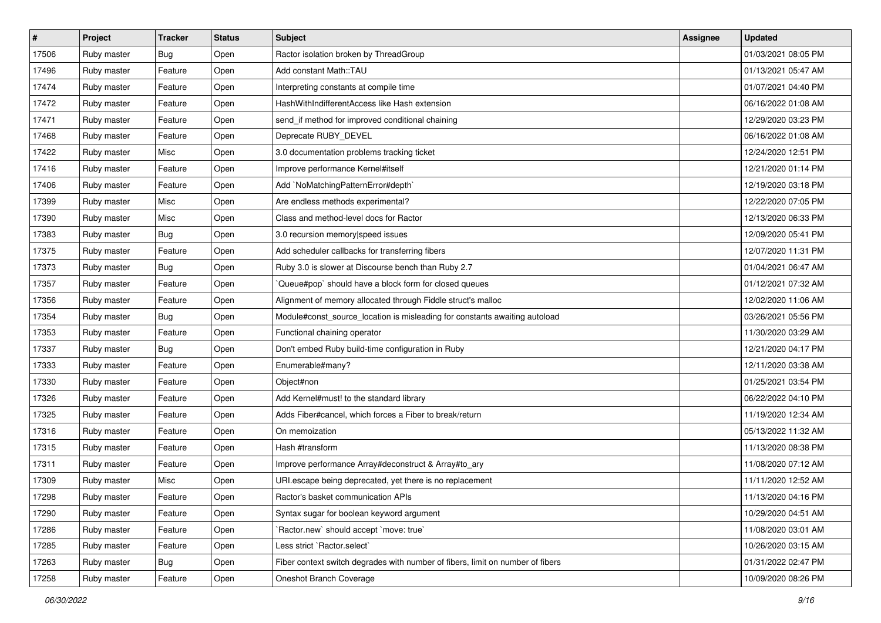| # | Project | Tracker | Status | Subject | Assignee | Updated |
|---|---|---|---|---|---|---|
| 17506 | Ruby master | Bug | Open | Ractor isolation broken by ThreadGroup | | 01/03/2021 08:05 PM |
| 17496 | Ruby master | Feature | Open | Add constant Math::TAU | | 01/13/2021 05:47 AM |
| 17474 | Ruby master | Feature | Open | Interpreting constants at compile time | | 01/07/2021 04:40 PM |
| 17472 | Ruby master | Feature | Open | HashWithIndifferentAccess like Hash extension | | 06/16/2022 01:08 AM |
| 17471 | Ruby master | Feature | Open | send_if method for improved conditional chaining | | 12/29/2020 03:23 PM |
| 17468 | Ruby master | Feature | Open | Deprecate RUBY_DEVEL | | 06/16/2022 01:08 AM |
| 17422 | Ruby master | Misc | Open | 3.0 documentation problems tracking ticket | | 12/24/2020 12:51 PM |
| 17416 | Ruby master | Feature | Open | Improve performance Kernel#itself | | 12/21/2020 01:14 PM |
| 17406 | Ruby master | Feature | Open | Add `NoMatchingPatternError#depth` | | 12/19/2020 03:18 PM |
| 17399 | Ruby master | Misc | Open | Are endless methods experimental? | | 12/22/2020 07:05 PM |
| 17390 | Ruby master | Misc | Open | Class and method-level docs for Ractor | | 12/13/2020 06:33 PM |
| 17383 | Ruby master | Bug | Open | 3.0 recursion memory\|speed issues | | 12/09/2020 05:41 PM |
| 17375 | Ruby master | Feature | Open | Add scheduler callbacks for transferring fibers | | 12/07/2020 11:31 PM |
| 17373 | Ruby master | Bug | Open | Ruby 3.0 is slower at Discourse bench than Ruby 2.7 | | 01/04/2021 06:47 AM |
| 17357 | Ruby master | Feature | Open | `Queue#pop` should have a block form for closed queues | | 01/12/2021 07:32 AM |
| 17356 | Ruby master | Feature | Open | Alignment of memory allocated through Fiddle struct's malloc | | 12/02/2020 11:06 AM |
| 17354 | Ruby master | Bug | Open | Module#const_source_location is misleading for constants awaiting autoload | | 03/26/2021 05:56 PM |
| 17353 | Ruby master | Feature | Open | Functional chaining operator | | 11/30/2020 03:29 AM |
| 17337 | Ruby master | Bug | Open | Don't embed Ruby build-time configuration in Ruby | | 12/21/2020 04:17 PM |
| 17333 | Ruby master | Feature | Open | Enumerable#many? | | 12/11/2020 03:38 AM |
| 17330 | Ruby master | Feature | Open | Object#non | | 01/25/2021 03:54 PM |
| 17326 | Ruby master | Feature | Open | Add Kernel#must! to the standard library | | 06/22/2022 04:10 PM |
| 17325 | Ruby master | Feature | Open | Adds Fiber#cancel, which forces a Fiber to break/return | | 11/19/2020 12:34 AM |
| 17316 | Ruby master | Feature | Open | On memoization | | 05/13/2022 11:32 AM |
| 17315 | Ruby master | Feature | Open | Hash #transform | | 11/13/2020 08:38 PM |
| 17311 | Ruby master | Feature | Open | Improve performance Array#deconstruct & Array#to_ary | | 11/08/2020 07:12 AM |
| 17309 | Ruby master | Misc | Open | URI.escape being deprecated, yet there is no replacement | | 11/11/2020 12:52 AM |
| 17298 | Ruby master | Feature | Open | Ractor's basket communication APIs | | 11/13/2020 04:16 PM |
| 17290 | Ruby master | Feature | Open | Syntax sugar for boolean keyword argument | | 10/29/2020 04:51 AM |
| 17286 | Ruby master | Feature | Open | `Ractor.new` should accept `move: true` | | 11/08/2020 03:01 AM |
| 17285 | Ruby master | Feature | Open | Less strict `Ractor.select` | | 10/26/2020 03:15 AM |
| 17263 | Ruby master | Bug | Open | Fiber context switch degrades with number of fibers, limit on number of fibers | | 01/31/2022 02:47 PM |
| 17258 | Ruby master | Feature | Open | Oneshot Branch Coverage | | 10/09/2020 08:26 PM |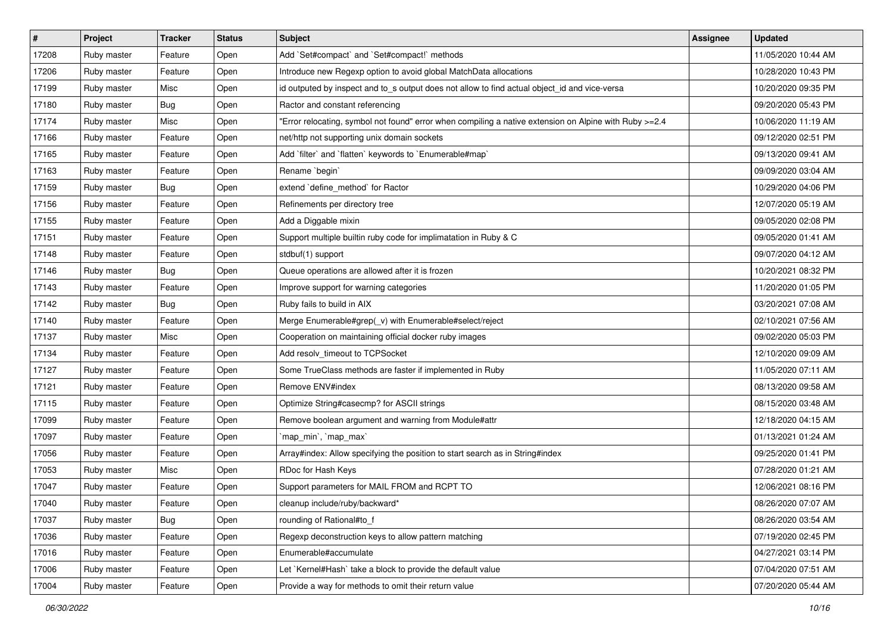| # | Project | Tracker | Status | Subject | Assignee | Updated |
| --- | --- | --- | --- | --- | --- | --- |
| 17208 | Ruby master | Feature | Open | Add `Set#compact` and `Set#compact!` methods | | 11/05/2020 10:44 AM |
| 17206 | Ruby master | Feature | Open | Introduce new Regexp option to avoid global MatchData allocations | | 10/28/2020 10:43 PM |
| 17199 | Ruby master | Misc | Open | id outputed by inspect and to_s output does not allow to find actual object_id and vice-versa | | 10/20/2020 09:35 PM |
| 17180 | Ruby master | Bug | Open | Ractor and constant referencing | | 09/20/2020 05:43 PM |
| 17174 | Ruby master | Misc | Open | "Error relocating, symbol not found" error when compiling a native extension on Alpine with Ruby >=2.4 | | 10/06/2020 11:19 AM |
| 17166 | Ruby master | Feature | Open | net/http not supporting unix domain sockets | | 09/12/2020 02:51 PM |
| 17165 | Ruby master | Feature | Open | Add `filter` and `flatten` keywords to `Enumerable#map` | | 09/13/2020 09:41 AM |
| 17163 | Ruby master | Feature | Open | Rename `begin` | | 09/09/2020 03:04 AM |
| 17159 | Ruby master | Bug | Open | extend `define_method` for Ractor | | 10/29/2020 04:06 PM |
| 17156 | Ruby master | Feature | Open | Refinements per directory tree | | 12/07/2020 05:19 AM |
| 17155 | Ruby master | Feature | Open | Add a Diggable mixin | | 09/05/2020 02:08 PM |
| 17151 | Ruby master | Feature | Open | Support multiple builtin ruby code for implimatation in Ruby & C | | 09/05/2020 01:41 AM |
| 17148 | Ruby master | Feature | Open | stdbuf(1) support | | 09/07/2020 04:12 AM |
| 17146 | Ruby master | Bug | Open | Queue operations are allowed after it is frozen | | 10/20/2021 08:32 PM |
| 17143 | Ruby master | Feature | Open | Improve support for warning categories | | 11/20/2020 01:05 PM |
| 17142 | Ruby master | Bug | Open | Ruby fails to build in AIX | | 03/20/2021 07:08 AM |
| 17140 | Ruby master | Feature | Open | Merge Enumerable#grep(_v) with Enumerable#select/reject | | 02/10/2021 07:56 AM |
| 17137 | Ruby master | Misc | Open | Cooperation on maintaining official docker ruby images | | 09/02/2020 05:03 PM |
| 17134 | Ruby master | Feature | Open | Add resolv_timeout to TCPSocket | | 12/10/2020 09:09 AM |
| 17127 | Ruby master | Feature | Open | Some TrueClass methods are faster if implemented in Ruby | | 11/05/2020 07:11 AM |
| 17121 | Ruby master | Feature | Open | Remove ENV#index | | 08/13/2020 09:58 AM |
| 17115 | Ruby master | Feature | Open | Optimize String#casecmp? for ASCII strings | | 08/15/2020 03:48 AM |
| 17099 | Ruby master | Feature | Open | Remove boolean argument and warning from Module#attr | | 12/18/2020 04:15 AM |
| 17097 | Ruby master | Feature | Open | `map_min`, `map_max` | | 01/13/2021 01:24 AM |
| 17056 | Ruby master | Feature | Open | Array#index: Allow specifying the position to start search as in String#index | | 09/25/2020 01:41 PM |
| 17053 | Ruby master | Misc | Open | RDoc for Hash Keys | | 07/28/2020 01:21 AM |
| 17047 | Ruby master | Feature | Open | Support parameters for MAIL FROM and RCPT TO | | 12/06/2021 08:16 PM |
| 17040 | Ruby master | Feature | Open | cleanup include/ruby/backward* | | 08/26/2020 07:07 AM |
| 17037 | Ruby master | Bug | Open | rounding of Rational#to_f | | 08/26/2020 03:54 AM |
| 17036 | Ruby master | Feature | Open | Regexp deconstruction keys to allow pattern matching | | 07/19/2020 02:45 PM |
| 17016 | Ruby master | Feature | Open | Enumerable#accumulate | | 04/27/2021 03:14 PM |
| 17006 | Ruby master | Feature | Open | Let `Kernel#Hash` take a block to provide the default value | | 07/04/2020 07:51 AM |
| 17004 | Ruby master | Feature | Open | Provide a way for methods to omit their return value | | 07/20/2020 05:44 AM |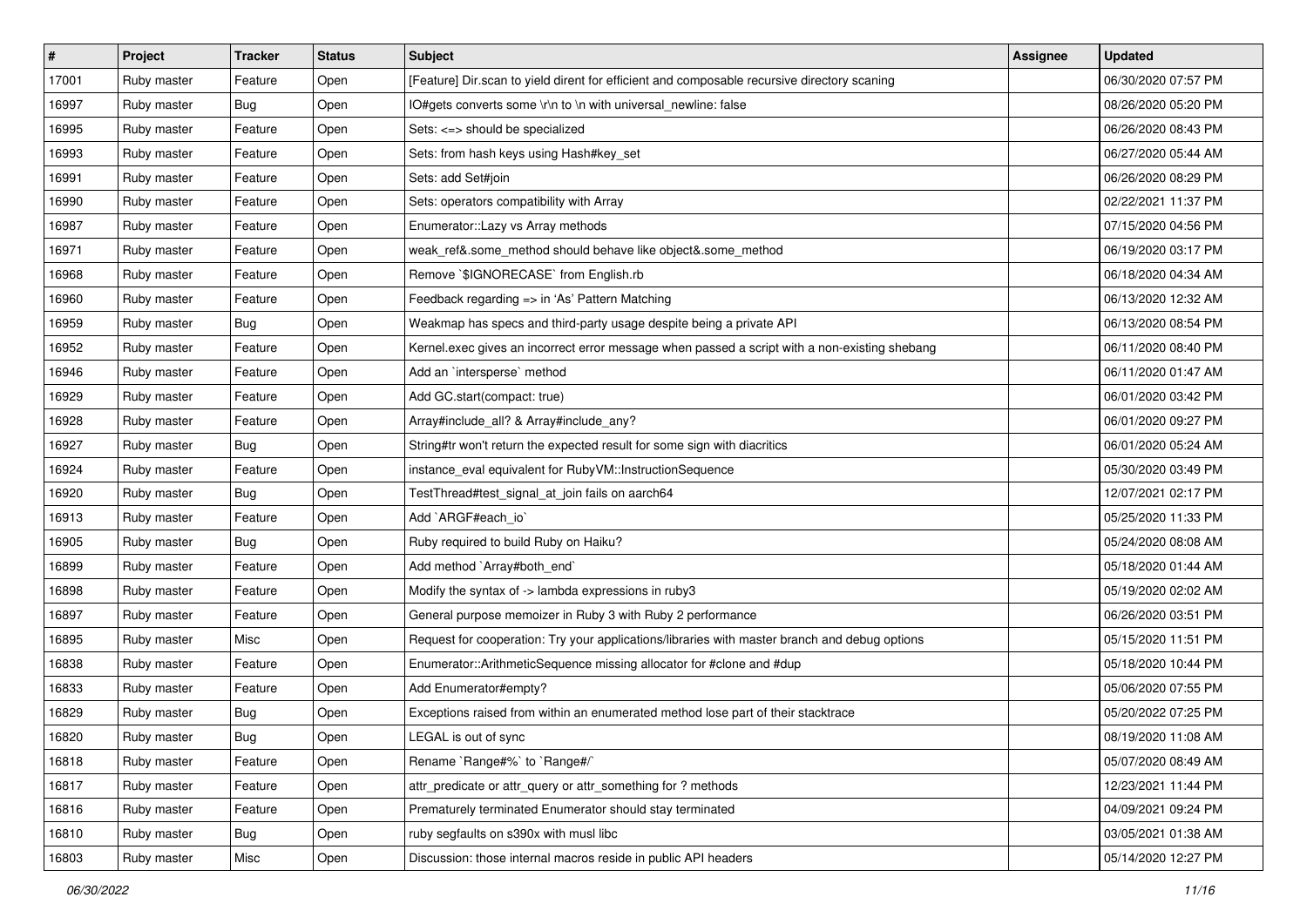| # | Project | Tracker | Status | Subject | Assignee | Updated |
|---|---|---|---|---|---|---|
| 17001 | Ruby master | Feature | Open | [Feature] Dir.scan to yield dirent for efficient and composable recursive directory scaning | | 06/30/2020 07:57 PM |
| 16997 | Ruby master | Bug | Open | IO#gets converts some \r\n to \n with universal_newline: false | | 08/26/2020 05:20 PM |
| 16995 | Ruby master | Feature | Open | Sets: <=> should be specialized | | 06/26/2020 08:43 PM |
| 16993 | Ruby master | Feature | Open | Sets: from hash keys using Hash#key_set | | 06/27/2020 05:44 AM |
| 16991 | Ruby master | Feature | Open | Sets: add Set#join | | 06/26/2020 08:29 PM |
| 16990 | Ruby master | Feature | Open | Sets: operators compatibility with Array | | 02/22/2021 11:37 PM |
| 16987 | Ruby master | Feature | Open | Enumerator::Lazy vs Array methods | | 07/15/2020 04:56 PM |
| 16971 | Ruby master | Feature | Open | weak_ref&.some_method should behave like object&.some_method | | 06/19/2020 03:17 PM |
| 16968 | Ruby master | Feature | Open | Remove `$IGNORECASE` from English.rb | | 06/18/2020 04:34 AM |
| 16960 | Ruby master | Feature | Open | Feedback regarding => in 'As' Pattern Matching | | 06/13/2020 12:32 AM |
| 16959 | Ruby master | Bug | Open | Weakmap has specs and third-party usage despite being a private API | | 06/13/2020 08:54 PM |
| 16952 | Ruby master | Feature | Open | Kernel.exec gives an incorrect error message when passed a script with a non-existing shebang | | 06/11/2020 08:40 PM |
| 16946 | Ruby master | Feature | Open | Add an `intersperse` method | | 06/11/2020 01:47 AM |
| 16929 | Ruby master | Feature | Open | Add GC.start(compact: true) | | 06/01/2020 03:42 PM |
| 16928 | Ruby master | Feature | Open | Array#include_all? & Array#include_any? | | 06/01/2020 09:27 PM |
| 16927 | Ruby master | Bug | Open | String#tr won't return the expected result for some sign with diacritics | | 06/01/2020 05:24 AM |
| 16924 | Ruby master | Feature | Open | instance_eval equivalent for RubyVM::InstructionSequence | | 05/30/2020 03:49 PM |
| 16920 | Ruby master | Bug | Open | TestThread#test_signal_at_join fails on aarch64 | | 12/07/2021 02:17 PM |
| 16913 | Ruby master | Feature | Open | Add `ARGF#each_io` | | 05/25/2020 11:33 PM |
| 16905 | Ruby master | Bug | Open | Ruby required to build Ruby on Haiku? | | 05/24/2020 08:08 AM |
| 16899 | Ruby master | Feature | Open | Add method `Array#both_end` | | 05/18/2020 01:44 AM |
| 16898 | Ruby master | Feature | Open | Modify the syntax of -> lambda expressions in ruby3 | | 05/19/2020 02:02 AM |
| 16897 | Ruby master | Feature | Open | General purpose memoizer in Ruby 3 with Ruby 2 performance | | 06/26/2020 03:51 PM |
| 16895 | Ruby master | Misc | Open | Request for cooperation: Try your applications/libraries with master branch and debug options | | 05/15/2020 11:51 PM |
| 16838 | Ruby master | Feature | Open | Enumerator::ArithmeticSequence missing allocator for #clone and #dup | | 05/18/2020 10:44 PM |
| 16833 | Ruby master | Feature | Open | Add Enumerator#empty? | | 05/06/2020 07:55 PM |
| 16829 | Ruby master | Bug | Open | Exceptions raised from within an enumerated method lose part of their stacktrace | | 05/20/2022 07:25 PM |
| 16820 | Ruby master | Bug | Open | LEGAL is out of sync | | 08/19/2020 11:08 AM |
| 16818 | Ruby master | Feature | Open | Rename `Range#%` to `Range#/` | | 05/07/2020 08:49 AM |
| 16817 | Ruby master | Feature | Open | attr_predicate or attr_query or attr_something for ? methods | | 12/23/2021 11:44 PM |
| 16816 | Ruby master | Feature | Open | Prematurely terminated Enumerator should stay terminated | | 04/09/2021 09:24 PM |
| 16810 | Ruby master | Bug | Open | ruby segfaults on s390x with musl libc | | 03/05/2021 01:38 AM |
| 16803 | Ruby master | Misc | Open | Discussion: those internal macros reside in public API headers | | 05/14/2020 12:27 PM |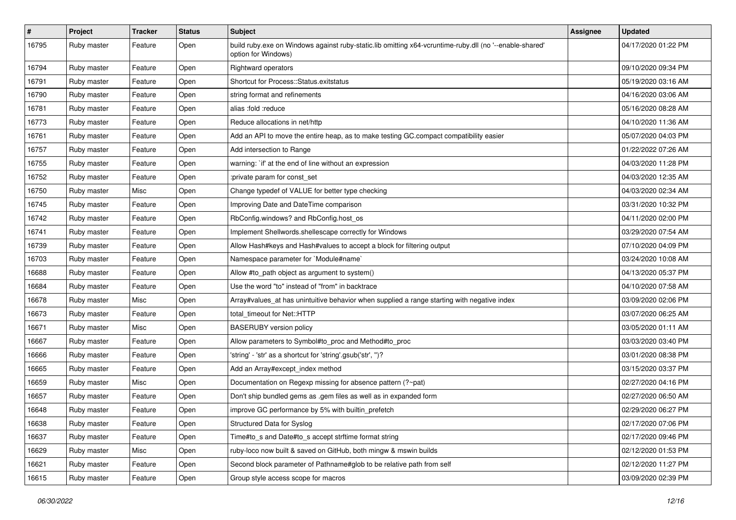| # | Project | Tracker | Status | Subject | Assignee | Updated |
|---|---|---|---|---|---|---|
| 16795 | Ruby master | Feature | Open | build ruby.exe on Windows against ruby-static.lib omitting x64-vcruntime-ruby.dll (no '--enable-shared' option for Windows) | | 04/17/2020 01:22 PM |
| 16794 | Ruby master | Feature | Open | Rightward operators | | 09/10/2020 09:34 PM |
| 16791 | Ruby master | Feature | Open | Shortcut for Process::Status.exitstatus | | 05/19/2020 03:16 AM |
| 16790 | Ruby master | Feature | Open | string format and refinements | | 04/16/2020 03:06 AM |
| 16781 | Ruby master | Feature | Open | alias :fold :reduce | | 05/16/2020 08:28 AM |
| 16773 | Ruby master | Feature | Open | Reduce allocations in net/http | | 04/10/2020 11:36 AM |
| 16761 | Ruby master | Feature | Open | Add an API to move the entire heap, as to make testing GC.compact compatibility easier | | 05/07/2020 04:03 PM |
| 16757 | Ruby master | Feature | Open | Add intersection to Range | | 01/22/2022 07:26 AM |
| 16755 | Ruby master | Feature | Open | warning: `if' at the end of line without an expression | | 04/03/2020 11:28 PM |
| 16752 | Ruby master | Feature | Open | :private param for const_set | | 04/03/2020 12:35 AM |
| 16750 | Ruby master | Misc | Open | Change typedef of VALUE for better type checking | | 04/03/2020 02:34 AM |
| 16745 | Ruby master | Feature | Open | Improving Date and DateTime comparison | | 03/31/2020 10:32 PM |
| 16742 | Ruby master | Feature | Open | RbConfig.windows? and RbConfig.host_os | | 04/11/2020 02:00 PM |
| 16741 | Ruby master | Feature | Open | Implement Shellwords.shellescape correctly for Windows | | 03/29/2020 07:54 AM |
| 16739 | Ruby master | Feature | Open | Allow Hash#keys and Hash#values to accept a block for filtering output | | 07/10/2020 04:09 PM |
| 16703 | Ruby master | Feature | Open | Namespace parameter for `Module#name` | | 03/24/2020 10:08 AM |
| 16688 | Ruby master | Feature | Open | Allow #to_path object as argument to system() | | 04/13/2020 05:37 PM |
| 16684 | Ruby master | Feature | Open | Use the word "to" instead of "from" in backtrace | | 04/10/2020 07:58 AM |
| 16678 | Ruby master | Misc | Open | Array#values_at has unintuitive behavior when supplied a range starting with negative index | | 03/09/2020 02:06 PM |
| 16673 | Ruby master | Feature | Open | total_timeout for Net::HTTP | | 03/07/2020 06:25 AM |
| 16671 | Ruby master | Misc | Open | BASERUBY version policy | | 03/05/2020 01:11 AM |
| 16667 | Ruby master | Feature | Open | Allow parameters to Symbol#to_proc and Method#to_proc | | 03/03/2020 03:40 PM |
| 16666 | Ruby master | Feature | Open | 'string' - 'str' as a shortcut for 'string'.gsub('str', '')? | | 03/01/2020 08:38 PM |
| 16665 | Ruby master | Feature | Open | Add an Array#except_index method | | 03/15/2020 03:37 PM |
| 16659 | Ruby master | Misc | Open | Documentation on Regexp missing for absence pattern (?~pat) | | 02/27/2020 04:16 PM |
| 16657 | Ruby master | Feature | Open | Don't ship bundled gems as .gem files as well as in expanded form | | 02/27/2020 06:50 AM |
| 16648 | Ruby master | Feature | Open | improve GC performance by 5% with builtin_prefetch | | 02/29/2020 06:27 PM |
| 16638 | Ruby master | Feature | Open | Structured Data for Syslog | | 02/17/2020 07:06 PM |
| 16637 | Ruby master | Feature | Open | Time#to_s and Date#to_s accept strftime format string | | 02/17/2020 09:46 PM |
| 16629 | Ruby master | Misc | Open | ruby-loco now built & saved on GitHub, both mingw & mswin builds | | 02/12/2020 01:53 PM |
| 16621 | Ruby master | Feature | Open | Second block parameter of Pathname#glob to be relative path from self | | 02/12/2020 11:27 PM |
| 16615 | Ruby master | Feature | Open | Group style access scope for macros | | 03/09/2020 02:39 PM |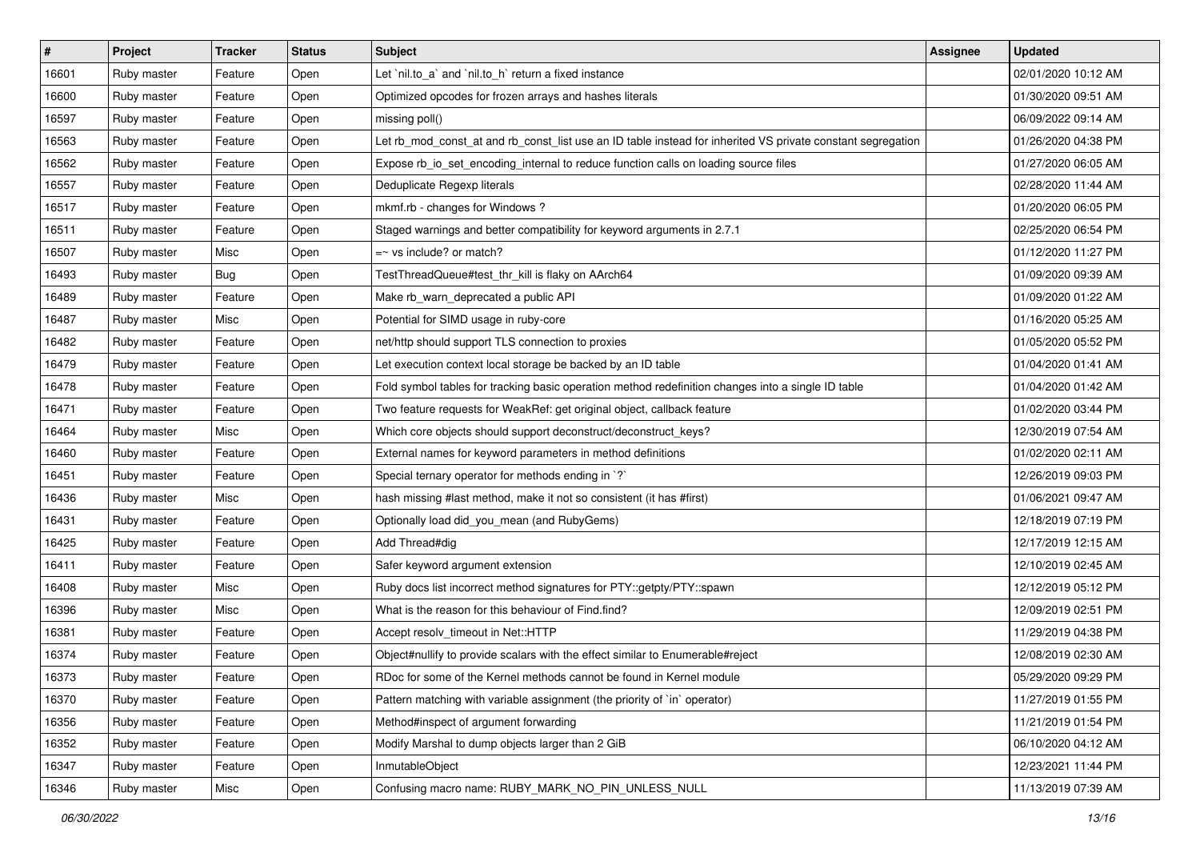| # | Project | Tracker | Status | Subject | Assignee | Updated |
|---|---|---|---|---|---|---|
| 16601 | Ruby master | Feature | Open | Let `nil.to_a` and `nil.to_h` return a fixed instance | | 02/01/2020 10:12 AM |
| 16600 | Ruby master | Feature | Open | Optimized opcodes for frozen arrays and hashes literals | | 01/30/2020 09:51 AM |
| 16597 | Ruby master | Feature | Open | missing poll() | | 06/09/2022 09:14 AM |
| 16563 | Ruby master | Feature | Open | Let rb_mod_const_at and rb_const_list use an ID table instead for inherited VS private constant segregation | | 01/26/2020 04:38 PM |
| 16562 | Ruby master | Feature | Open | Expose rb_io_set_encoding_internal to reduce function calls on loading source files | | 01/27/2020 06:05 AM |
| 16557 | Ruby master | Feature | Open | Deduplicate Regexp literals | | 02/28/2020 11:44 AM |
| 16517 | Ruby master | Feature | Open | mkmf.rb - changes for Windows ? | | 01/20/2020 06:05 PM |
| 16511 | Ruby master | Feature | Open | Staged warnings and better compatibility for keyword arguments in 2.7.1 | | 02/25/2020 06:54 PM |
| 16507 | Ruby master | Misc | Open | =~ vs include? or match? | | 01/12/2020 11:27 PM |
| 16493 | Ruby master | Bug | Open | TestThreadQueue#test_thr_kill is flaky on AArch64 | | 01/09/2020 09:39 AM |
| 16489 | Ruby master | Feature | Open | Make rb_warn_deprecated a public API | | 01/09/2020 01:22 AM |
| 16487 | Ruby master | Misc | Open | Potential for SIMD usage in ruby-core | | 01/16/2020 05:25 AM |
| 16482 | Ruby master | Feature | Open | net/http should support TLS connection to proxies | | 01/05/2020 05:52 PM |
| 16479 | Ruby master | Feature | Open | Let execution context local storage be backed by an ID table | | 01/04/2020 01:41 AM |
| 16478 | Ruby master | Feature | Open | Fold symbol tables for tracking basic operation method redefinition changes into a single ID table | | 01/04/2020 01:42 AM |
| 16471 | Ruby master | Feature | Open | Two feature requests for WeakRef: get original object, callback feature | | 01/02/2020 03:44 PM |
| 16464 | Ruby master | Misc | Open | Which core objects should support deconstruct/deconstruct_keys? | | 12/30/2019 07:54 AM |
| 16460 | Ruby master | Feature | Open | External names for keyword parameters in method definitions | | 01/02/2020 02:11 AM |
| 16451 | Ruby master | Feature | Open | Special ternary operator for methods ending in `?` | | 12/26/2019 09:03 PM |
| 16436 | Ruby master | Misc | Open | hash missing #last method, make it not so consistent (it has #first) | | 01/06/2021 09:47 AM |
| 16431 | Ruby master | Feature | Open | Optionally load did_you_mean (and RubyGems) | | 12/18/2019 07:19 PM |
| 16425 | Ruby master | Feature | Open | Add Thread#dig | | 12/17/2019 12:15 AM |
| 16411 | Ruby master | Feature | Open | Safer keyword argument extension | | 12/10/2019 02:45 AM |
| 16408 | Ruby master | Misc | Open | Ruby docs list incorrect method signatures for PTY::getpty/PTY::spawn | | 12/12/2019 05:12 PM |
| 16396 | Ruby master | Misc | Open | What is the reason for this behaviour of Find.find? | | 12/09/2019 02:51 PM |
| 16381 | Ruby master | Feature | Open | Accept resolv_timeout in Net::HTTP | | 11/29/2019 04:38 PM |
| 16374 | Ruby master | Feature | Open | Object#nullify to provide scalars with the effect similar to Enumerable#reject | | 12/08/2019 02:30 AM |
| 16373 | Ruby master | Feature | Open | RDoc for some of the Kernel methods cannot be found in Kernel module | | 05/29/2020 09:29 PM |
| 16370 | Ruby master | Feature | Open | Pattern matching with variable assignment (the priority of `in` operator) | | 11/27/2019 01:55 PM |
| 16356 | Ruby master | Feature | Open | Method#inspect of argument forwarding | | 11/21/2019 01:54 PM |
| 16352 | Ruby master | Feature | Open | Modify Marshal to dump objects larger than 2 GiB | | 06/10/2020 04:12 AM |
| 16347 | Ruby master | Feature | Open | InmutableObject | | 12/23/2021 11:44 PM |
| 16346 | Ruby master | Misc | Open | Confusing macro name: RUBY_MARK_NO_PIN_UNLESS_NULL | | 11/13/2019 07:39 AM |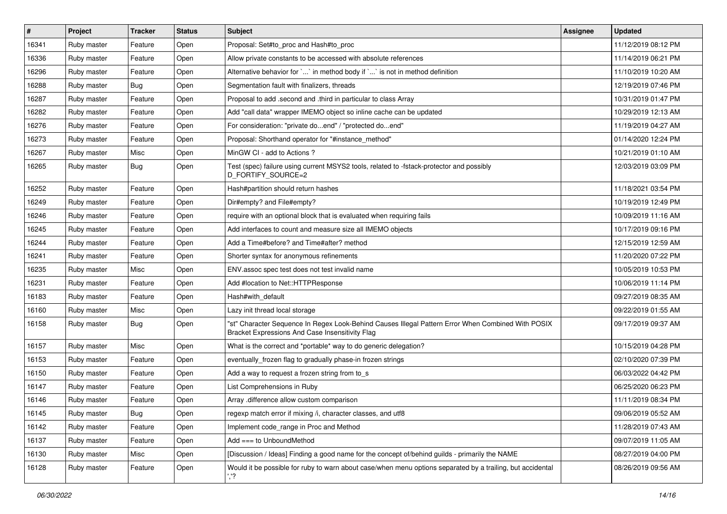| # | Project | Tracker | Status | Subject | Assignee | Updated |
|---|---|---|---|---|---|---|
| 16341 | Ruby master | Feature | Open | Proposal: Set#to_proc and Hash#to_proc | | 11/12/2019 08:12 PM |
| 16336 | Ruby master | Feature | Open | Allow private constants to be accessed with absolute references | | 11/14/2019 06:21 PM |
| 16296 | Ruby master | Feature | Open | Alternative behavior for `...` in method body if `...` is not in method definition | | 11/10/2019 10:20 AM |
| 16288 | Ruby master | Bug | Open | Segmentation fault with finalizers, threads | | 12/19/2019 07:46 PM |
| 16287 | Ruby master | Feature | Open | Proposal to add .second and .third in particular to class Array | | 10/31/2019 01:47 PM |
| 16282 | Ruby master | Feature | Open | Add "call data" wrapper IMEMO object so inline cache can be updated | | 10/29/2019 12:13 AM |
| 16276 | Ruby master | Feature | Open | For consideration: "private do...end" / "protected do...end" | | 11/19/2019 04:27 AM |
| 16273 | Ruby master | Feature | Open | Proposal: Shorthand operator for "#instance_method" | | 01/14/2020 12:24 PM |
| 16267 | Ruby master | Misc | Open | MinGW CI - add to Actions ? | | 10/21/2019 01:10 AM |
| 16265 | Ruby master | Bug | Open | Test (spec) failure using current MSYS2 tools, related to -fstack-protector and possibly D_FORTIFY_SOURCE=2 | | 12/03/2019 03:09 PM |
| 16252 | Ruby master | Feature | Open | Hash#partition should return hashes | | 11/18/2021 03:54 PM |
| 16249 | Ruby master | Feature | Open | Dir#empty? and File#empty? | | 10/19/2019 12:49 PM |
| 16246 | Ruby master | Feature | Open | require with an optional block that is evaluated when requiring fails | | 10/09/2019 11:16 AM |
| 16245 | Ruby master | Feature | Open | Add interfaces to count and measure size all IMEMO objects | | 10/17/2019 09:16 PM |
| 16244 | Ruby master | Feature | Open | Add a Time#before? and Time#after? method | | 12/15/2019 12:59 AM |
| 16241 | Ruby master | Feature | Open | Shorter syntax for anonymous refinements | | 11/20/2020 07:22 PM |
| 16235 | Ruby master | Misc | Open | ENV.assoc spec test does not test invalid name | | 10/05/2019 10:53 PM |
| 16231 | Ruby master | Feature | Open | Add #location to Net::HTTPResponse | | 10/06/2019 11:14 PM |
| 16183 | Ruby master | Feature | Open | Hash#with_default | | 09/27/2019 08:35 AM |
| 16160 | Ruby master | Misc | Open | Lazy init thread local storage | | 09/22/2019 01:55 AM |
| 16158 | Ruby master | Bug | Open | "st" Character Sequence In Regex Look-Behind Causes Illegal Pattern Error When Combined With POSIX Bracket Expressions And Case Insensitivity Flag | | 09/17/2019 09:37 AM |
| 16157 | Ruby master | Misc | Open | What is the correct and *portable* way to do generic delegation? | | 10/15/2019 04:28 PM |
| 16153 | Ruby master | Feature | Open | eventually_frozen flag to gradually phase-in frozen strings | | 02/10/2020 07:39 PM |
| 16150 | Ruby master | Feature | Open | Add a way to request a frozen string from to_s | | 06/03/2022 04:42 PM |
| 16147 | Ruby master | Feature | Open | List Comprehensions in Ruby | | 06/25/2020 06:23 PM |
| 16146 | Ruby master | Feature | Open | Array .difference allow custom comparison | | 11/11/2019 08:34 PM |
| 16145 | Ruby master | Bug | Open | regexp match error if mixing /i, character classes, and utf8 | | 09/06/2019 05:52 AM |
| 16142 | Ruby master | Feature | Open | Implement code_range in Proc and Method | | 11/28/2019 07:43 AM |
| 16137 | Ruby master | Feature | Open | Add === to UnboundMethod | | 09/07/2019 11:05 AM |
| 16130 | Ruby master | Misc | Open | [Discussion / Ideas] Finding a good name for the concept of/behind guilds - primarily the NAME | | 08/27/2019 04:00 PM |
| 16128 | Ruby master | Feature | Open | Would it be possible for ruby to warn about case/when menu options separated by a trailing, but accidental ','? | | 08/26/2019 09:56 AM |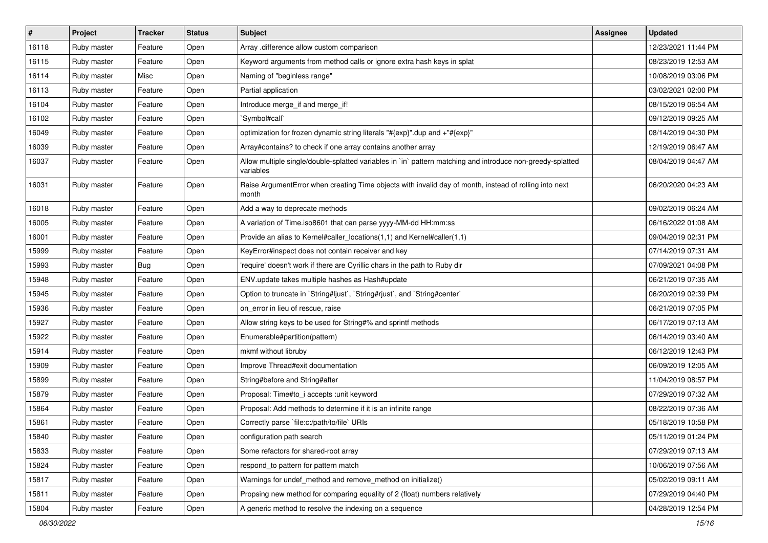| # | Project | Tracker | Status | Subject | Assignee | Updated |
|---|---|---|---|---|---|---|
| 16118 | Ruby master | Feature | Open | Array .difference allow custom comparison | | 12/23/2021 11:44 PM |
| 16115 | Ruby master | Feature | Open | Keyword arguments from method calls or ignore extra hash keys in splat | | 08/23/2019 12:53 AM |
| 16114 | Ruby master | Misc | Open | Naming of "beginless range" | | 10/08/2019 03:06 PM |
| 16113 | Ruby master | Feature | Open | Partial application | | 03/02/2021 02:00 PM |
| 16104 | Ruby master | Feature | Open | Introduce merge_if and merge_if! | | 08/15/2019 06:54 AM |
| 16102 | Ruby master | Feature | Open | `Symbol#call` | | 09/12/2019 09:25 AM |
| 16049 | Ruby master | Feature | Open | optimization for frozen dynamic string literals "#{exp}".dup and +"#{exp}" | | 08/14/2019 04:30 PM |
| 16039 | Ruby master | Feature | Open | Array#contains? to check if one array contains another array | | 12/19/2019 06:47 AM |
| 16037 | Ruby master | Feature | Open | Allow multiple single/double-splatted variables in `in` pattern matching and introduce non-greedy-splatted variables | | 08/04/2019 04:47 AM |
| 16031 | Ruby master | Feature | Open | Raise ArgumentError when creating Time objects with invalid day of month, instead of rolling into next month | | 06/20/2020 04:23 AM |
| 16018 | Ruby master | Feature | Open | Add a way to deprecate methods | | 09/02/2019 06:24 AM |
| 16005 | Ruby master | Feature | Open | A variation of Time.iso8601 that can parse yyyy-MM-dd HH:mm:ss | | 06/16/2022 01:08 AM |
| 16001 | Ruby master | Feature | Open | Provide an alias to Kernel#caller_locations(1,1) and Kernel#caller(1,1) | | 09/04/2019 02:31 PM |
| 15999 | Ruby master | Feature | Open | KeyError#inspect does not contain receiver and key | | 07/14/2019 07:31 AM |
| 15993 | Ruby master | Bug | Open | 'require' doesn't work if there are Cyrillic chars in the path to Ruby dir | | 07/09/2021 04:08 PM |
| 15948 | Ruby master | Feature | Open | ENV.update takes multiple hashes as Hash#update | | 06/21/2019 07:35 AM |
| 15945 | Ruby master | Feature | Open | Option to truncate in `String#ljust`, `String#rjust`, and `String#center` | | 06/20/2019 02:39 PM |
| 15936 | Ruby master | Feature | Open | on_error in lieu of rescue, raise | | 06/21/2019 07:05 PM |
| 15927 | Ruby master | Feature | Open | Allow string keys to be used for String#% and sprintf methods | | 06/17/2019 07:13 AM |
| 15922 | Ruby master | Feature | Open | Enumerable#partition(pattern) | | 06/14/2019 03:40 AM |
| 15914 | Ruby master | Feature | Open | mkmf without libruby | | 06/12/2019 12:43 PM |
| 15909 | Ruby master | Feature | Open | Improve Thread#exit documentation | | 06/09/2019 12:05 AM |
| 15899 | Ruby master | Feature | Open | String#before and String#after | | 11/04/2019 08:57 PM |
| 15879 | Ruby master | Feature | Open | Proposal: Time#to_i accepts :unit keyword | | 07/29/2019 07:32 AM |
| 15864 | Ruby master | Feature | Open | Proposal: Add methods to determine if it is an infinite range | | 08/22/2019 07:36 AM |
| 15861 | Ruby master | Feature | Open | Correctly parse `file:c:/path/to/file` URIs | | 05/18/2019 10:58 PM |
| 15840 | Ruby master | Feature | Open | configuration path search | | 05/11/2019 01:24 PM |
| 15833 | Ruby master | Feature | Open | Some refactors for shared-root array | | 07/29/2019 07:13 AM |
| 15824 | Ruby master | Feature | Open | respond_to pattern for pattern match | | 10/06/2019 07:56 AM |
| 15817 | Ruby master | Feature | Open | Warnings for undef_method and remove_method on initialize() | | 05/02/2019 09:11 AM |
| 15811 | Ruby master | Feature | Open | Propsing new method for comparing equality of 2 (float) numbers relatively | | 07/29/2019 04:40 PM |
| 15804 | Ruby master | Feature | Open | A generic method to resolve the indexing on a sequence | | 04/28/2019 12:54 PM |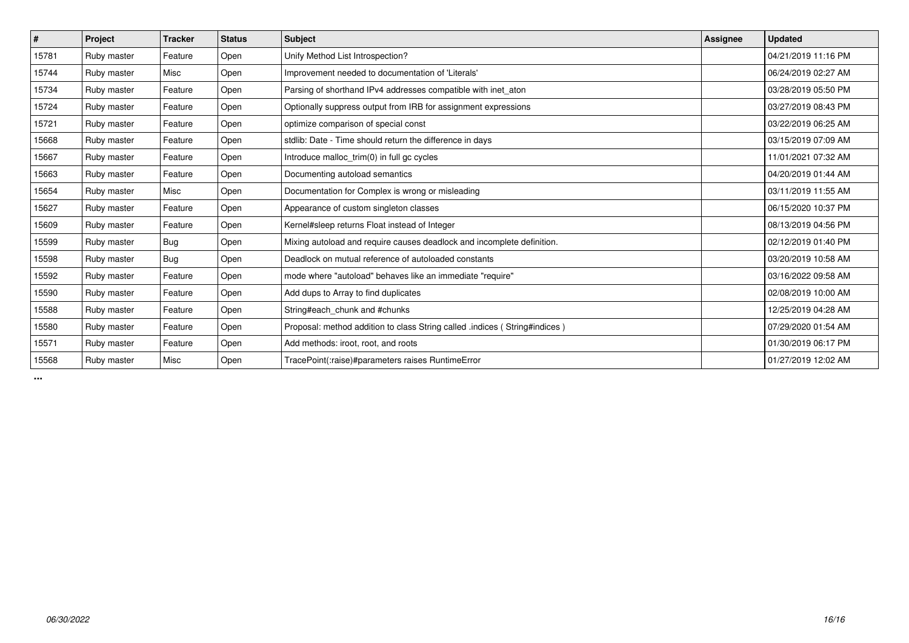| # | Project | Tracker | Status | Subject | Assignee | Updated |
|---|---|---|---|---|---|---|
| 15781 | Ruby master | Feature | Open | Unify Method List Introspection? | | 04/21/2019 11:16 PM |
| 15744 | Ruby master | Misc | Open | Improvement needed to documentation of 'Literals' | | 06/24/2019 02:27 AM |
| 15734 | Ruby master | Feature | Open | Parsing of shorthand IPv4 addresses compatible with inet_aton | | 03/28/2019 05:50 PM |
| 15724 | Ruby master | Feature | Open | Optionally suppress output from IRB for assignment expressions | | 03/27/2019 08:43 PM |
| 15721 | Ruby master | Feature | Open | optimize comparison of special const | | 03/22/2019 06:25 AM |
| 15668 | Ruby master | Feature | Open | stdlib: Date - Time should return the difference in days | | 03/15/2019 07:09 AM |
| 15667 | Ruby master | Feature | Open | Introduce malloc_trim(0) in full gc cycles | | 11/01/2021 07:32 AM |
| 15663 | Ruby master | Feature | Open | Documenting autoload semantics | | 04/20/2019 01:44 AM |
| 15654 | Ruby master | Misc | Open | Documentation for Complex is wrong or misleading | | 03/11/2019 11:55 AM |
| 15627 | Ruby master | Feature | Open | Appearance of custom singleton classes | | 06/15/2020 10:37 PM |
| 15609 | Ruby master | Feature | Open | Kernel#sleep returns Float instead of Integer | | 08/13/2019 04:56 PM |
| 15599 | Ruby master | Bug | Open | Mixing autoload and require causes deadlock and incomplete definition. | | 02/12/2019 01:40 PM |
| 15598 | Ruby master | Bug | Open | Deadlock on mutual reference of autoloaded constants | | 03/20/2019 10:58 AM |
| 15592 | Ruby master | Feature | Open | mode where "autoload" behaves like an immediate "require" | | 03/16/2022 09:58 AM |
| 15590 | Ruby master | Feature | Open | Add dups to Array to find duplicates | | 02/08/2019 10:00 AM |
| 15588 | Ruby master | Feature | Open | String#each_chunk and #chunks | | 12/25/2019 04:28 AM |
| 15580 | Ruby master | Feature | Open | Proposal: method addition to class String called .indices ( String#indices ) | | 07/29/2020 01:54 AM |
| 15571 | Ruby master | Feature | Open | Add methods: iroot, root, and roots | | 01/30/2019 06:17 PM |
| 15568 | Ruby master | Misc | Open | TracePoint(:raise)#parameters raises RuntimeError | | 01/27/2019 12:02 AM |

...